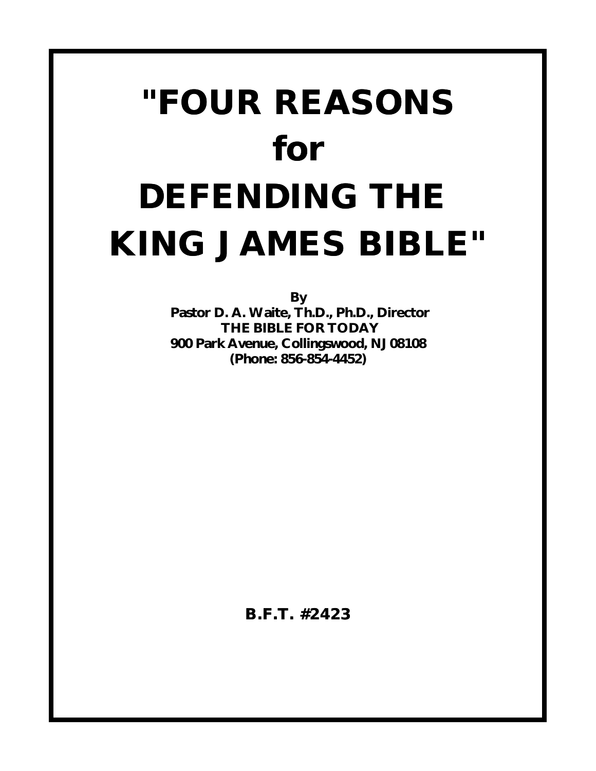# "FOUR REASONS for DEFENDING THE KING JAMES BIBLE"

**By**
**Pastor D. A. Waite, Th.D., Ph.D., Director**
**THE BIBLE FOR TODAY**
**900 Park Avenue, Collingswood, NJ 08108**
**(Phone: 856-854-4452)**

**B.F.T. #2423**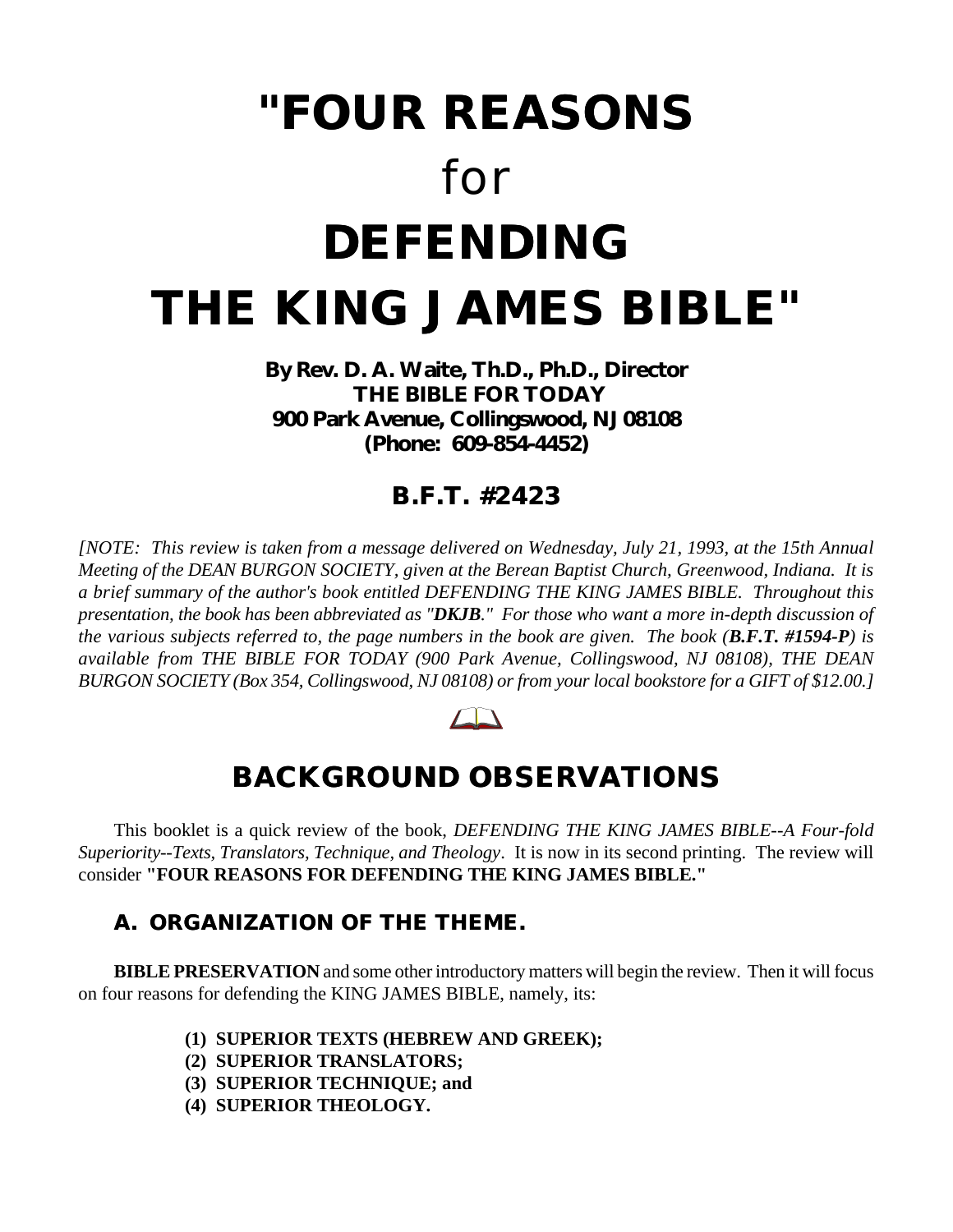# "FOUR REASONS for DEFENDING THE KING JAMES BIBLE"

**By Rev. D. A. Waite, Th.D., Ph.D., Director**
**THE BIBLE FOR TODAY**
**900 Park Avenue, Collingswood, NJ 08108**
**(Phone: 609-854-4452)**

**B.F.T. #2423**

*[NOTE: This review is taken from a message delivered on Wednesday, July 21, 1993, at the 15th Annual Meeting of the DEAN BURGON SOCIETY, given at the Berean Baptist Church, Greenwood, Indiana. It is a brief summary of the author's book entitled DEFENDING THE KING JAMES BIBLE. Throughout this presentation, the book has been abbreviated as "**DKJB**." For those who want a more in-depth discussion of the various subjects referred to, the page numbers in the book are given. The book (**B.F.T. #1594-P**) is available from THE BIBLE FOR TODAY (900 Park Avenue, Collingswood, NJ 08108), THE DEAN BURGON SOCIETY (Box 354, Collingswood, NJ 08108) or from your local bookstore for a GIFT of $12.00.]*

## BACKGROUND OBSERVATIONS

This booklet is a quick review of the book, *DEFENDING THE KING JAMES BIBLE--A Four-fold Superiority--Texts, Translators, Technique, and Theology*. It is now in its second printing. The review will consider **"FOUR REASONS FOR DEFENDING THE KING JAMES BIBLE."**

### A. ORGANIZATION OF THE THEME.

**BIBLE PRESERVATION** and some other introductory matters will begin the review. Then it will focus on four reasons for defending the KING JAMES BIBLE, namely, its:

- **(1) SUPERIOR TEXTS (HEBREW AND GREEK);**
- **(2) SUPERIOR TRANSLATORS;**
- **(3) SUPERIOR TECHNIQUE; and**
- **(4) SUPERIOR THEOLOGY.**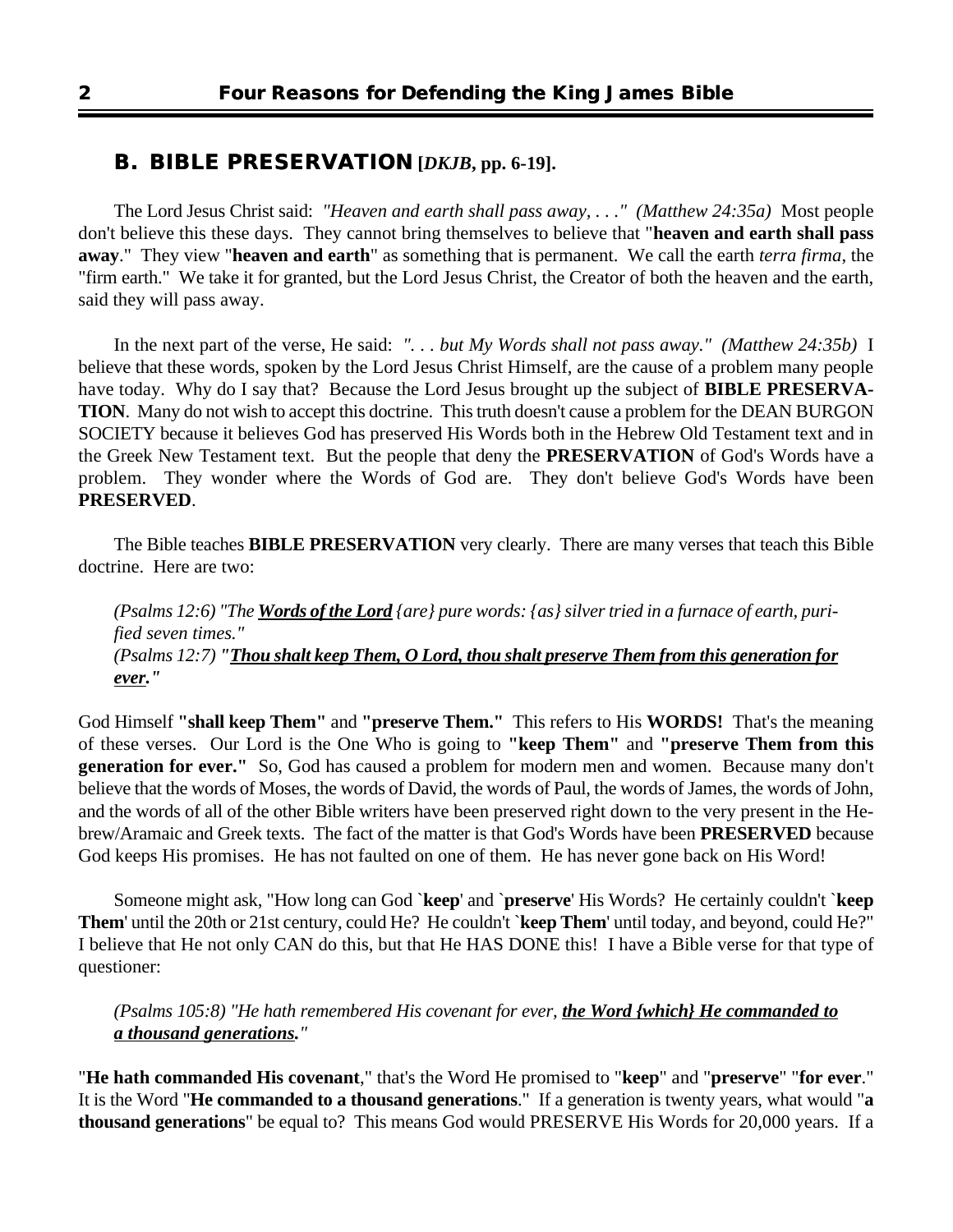## **B. BIBLE PRESERVATION** [*DKJB*, pp. 6-19].

The Lord Jesus Christ said: *"Heaven and earth shall pass away, . . ." (Matthew 24:35a)* Most people don't believe this these days. They cannot bring themselves to believe that "**heaven and earth shall pass away**." They view "**heaven and earth**" as something that is permanent. We call the earth *terra firma*, the "firm earth." We take it for granted, but the Lord Jesus Christ, the Creator of both the heaven and the earth, said they will pass away.

In the next part of the verse, He said: *". . . but My Words shall not pass away." (Matthew 24:35b)* I believe that these words, spoken by the Lord Jesus Christ Himself, are the cause of a problem many people have today. Why do I say that? Because the Lord Jesus brought up the subject of **BIBLE PRESERVATION**. Many do not wish to accept this doctrine. This truth doesn't cause a problem for the DEAN BURGON SOCIETY because it believes God has preserved His Words both in the Hebrew Old Testament text and in the Greek New Testament text. But the people that deny the **PRESERVATION** of God's Words have a problem. They wonder where the Words of God are. They don't believe God's Words have been **PRESERVED**.

The Bible teaches **BIBLE PRESERVATION** very clearly. There are many verses that teach this Bible doctrine. Here are two:

> *(Psalms 12:6) "The* ***Words of the Lord*** *{are} pure words: {as} silver tried in a furnace of earth, purified seven times."*
> *(Psalms 12:7) "****Thou shalt keep Them, O Lord, thou shalt preserve Them from this generation for ever.****"*

God Himself **"shall keep Them"** and **"preserve Them."** This refers to His **WORDS!** That's the meaning of these verses. Our Lord is the One Who is going to **"keep Them"** and **"preserve Them from this generation for ever."** So, God has caused a problem for modern men and women. Because many don't believe that the words of Moses, the words of David, the words of Paul, the words of James, the words of John, and the words of all of the other Bible writers have been preserved right down to the very present in the Hebrew/Aramaic and Greek texts. The fact of the matter is that God's Words have been **PRESERVED** because God keeps His promises. He has not faulted on one of them. He has never gone back on His Word!

Someone might ask, "How long can God `**keep**' and `**preserve**' His Words? He certainly couldn't `**keep Them**' until the 20th or 21st century, could He? He couldn't `**keep Them**' until today, and beyond, could He?" I believe that He not only CAN do this, but that He HAS DONE this! I have a Bible verse for that type of questioner:

> *(Psalms 105:8) "He hath remembered His covenant for ever,* ***the Word {which} He commanded to a thousand generations.****"*

"**He hath commanded His covenant**," that's the Word He promised to "**keep**" and "**preserve**" "**for ever**." It is the Word "**He commanded to a thousand generations**." If a generation is twenty years, what would "**a thousand generations**" be equal to? This means God would PRESERVE His Words for 20,000 years. If a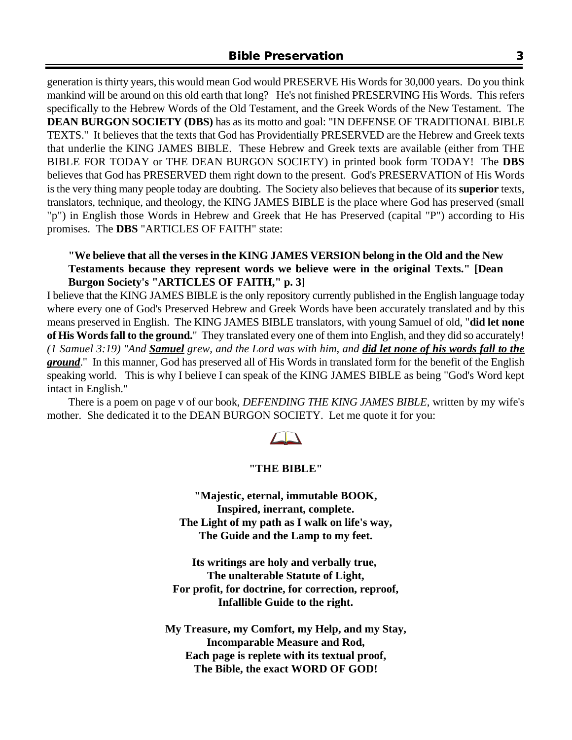generation is thirty years, this would mean God would PRESERVE His Words for 30,000 years. Do you think mankind will be around on this old earth that long? He's not finished PRESERVING His Words. This refers specifically to the Hebrew Words of the Old Testament, and the Greek Words of the New Testament. The **DEAN BURGON SOCIETY (DBS)** has as its motto and goal: "IN DEFENSE OF TRADITIONAL BIBLE TEXTS." It believes that the texts that God has Providentially PRESERVED are the Hebrew and Greek texts that underlie the KING JAMES BIBLE. These Hebrew and Greek texts are available (either from THE BIBLE FOR TODAY or THE DEAN BURGON SOCIETY) in printed book form TODAY! The **DBS** believes that God has PRESERVED them right down to the present. God's PRESERVATION of His Words is the very thing many people today are doubting. The Society also believes that because of its **superior** texts, translators, technique, and theology, the KING JAMES BIBLE is the place where God has preserved (small "p") in English those Words in Hebrew and Greek that He has Preserved (capital "P") according to His promises. The **DBS** "ARTICLES OF FAITH" state:

> **"We believe that all the verses in the KING JAMES VERSION belong in the Old and the New Testaments because they represent words we believe were in the original Texts." [Dean Burgon Society's "ARTICLES OF FAITH," p. 3]**

I believe that the KING JAMES BIBLE is the only repository currently published in the English language today where every one of God's Preserved Hebrew and Greek Words have been accurately translated and by this means preserved in English. The KING JAMES BIBLE translators, with young Samuel of old, "**did let none of His Words fall to the ground.**" They translated every one of them into English, and they did so accurately! *(1 Samuel 3:19) "And **Samuel** grew, and the Lord was with him, and **did let none of his words fall to the ground**.*" In this manner, God has preserved all of His Words in translated form for the benefit of the English speaking world. This is why I believe I can speak of the KING JAMES BIBLE as being "God's Word kept intact in English."

There is a poem on page v of our book, *DEFENDING THE KING JAMES BIBLE*, written by my wife's mother. She dedicated it to the DEAN BURGON SOCIETY. Let me quote it for you:

**"THE BIBLE"**

**"Majestic, eternal, immutable BOOK,**
**Inspired, inerrant, complete.**
**The Light of my path as I walk on life's way,**
**The Guide and the Lamp to my feet.**

**Its writings are holy and verbally true,**
**The unalterable Statute of Light,**
**For profit, for doctrine, for correction, reproof,**
**Infallible Guide to the right.**

**My Treasure, my Comfort, my Help, and my Stay,**
**Incomparable Measure and Rod,**
**Each page is replete with its textual proof,**
**The Bible, the exact WORD OF GOD!**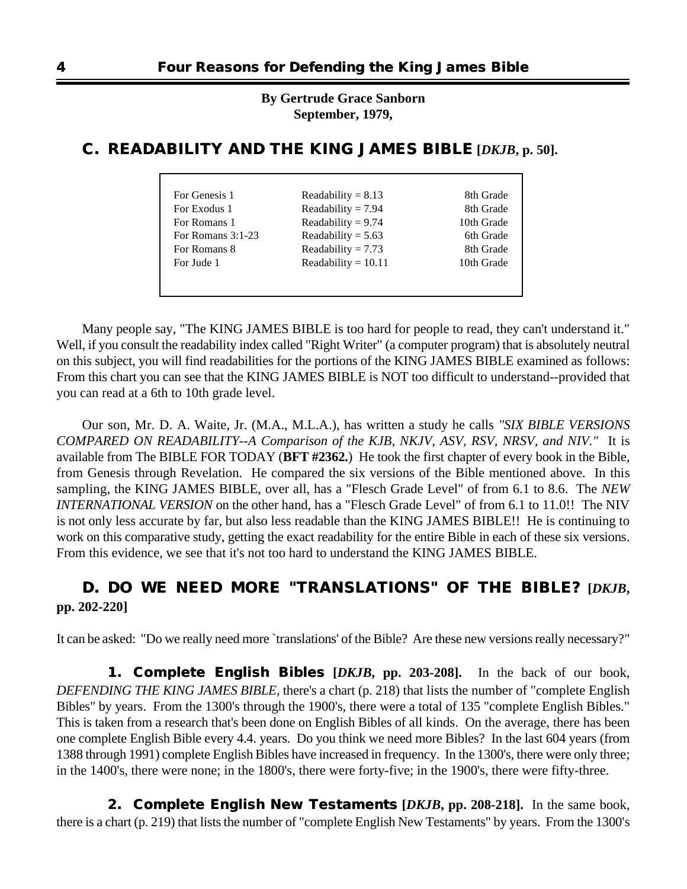**By Gertrude Grace Sanborn**
**September, 1979,**

## C. READABILITY AND THE KING JAMES BIBLE [*DKJB*, p. 50].

| | | |
|---|---|---|
| For Genesis 1 | Readability = 8.13 | 8th Grade |
| For Exodus 1 | Readability = 7.94 | 8th Grade |
| For Romans 1 | Readability = 9.74 | 10th Grade |
| For Romans 3:1-23 | Readability = 5.63 | 6th Grade |
| For Romans 8 | Readability = 7.73 | 8th Grade |
| For Jude 1 | Readability = 10.11 | 10th Grade |

Many people say, "The KING JAMES BIBLE is too hard for people to read, they can't understand it." Well, if you consult the readability index called "Right Writer" (a computer program) that is absolutely neutral on this subject, you will find readabilities for the portions of the KING JAMES BIBLE examined as follows: From this chart you can see that the KING JAMES BIBLE is NOT too difficult to understand--provided that you can read at a 6th to 10th grade level.

Our son, Mr. D. A. Waite, Jr. (M.A., M.L.A.), has written a study he calls *"SIX BIBLE VERSIONS COMPARED ON READABILITY--A Comparison of the KJB, NKJV, ASV, RSV, NRSV, and NIV."* It is available from The BIBLE FOR TODAY (**BFT #2362.**) He took the first chapter of every book in the Bible, from Genesis through Revelation. He compared the six versions of the Bible mentioned above. In this sampling, the KING JAMES BIBLE, over all, has a "Flesch Grade Level" of from 6.1 to 8.6. The *NEW INTERNATIONAL VERSION* on the other hand, has a "Flesch Grade Level" of from 6.1 to 11.0!! The NIV is not only less accurate by far, but also less readable than the KING JAMES BIBLE!! He is continuing to work on this comparative study, getting the exact readability for the entire Bible in each of these six versions. From this evidence, we see that it's not too hard to understand the KING JAMES BIBLE.

## D. DO WE NEED MORE "TRANSLATIONS" OF THE BIBLE? [*DKJB*, pp. 202-220]

It can be asked: "Do we really need more `translations' of the Bible? Are these new versions really necessary?"

**1. Complete English Bibles [*DKJB*, pp. 203-208].** In the back of our book, *DEFENDING THE KING JAMES BIBLE*, there's a chart (p. 218) that lists the number of "complete English Bibles" by years. From the 1300's through the 1900's, there were a total of 135 "complete English Bibles." This is taken from a research that's been done on English Bibles of all kinds. On the average, there has been one complete English Bible every 4.4. years. Do you think we need more Bibles? In the last 604 years (from 1388 through 1991) complete English Bibles have increased in frequency. In the 1300's, there were only three; in the 1400's, there were none; in the 1800's, there were forty-five; in the 1900's, there were fifty-three.

**2. Complete English New Testaments [*DKJB*, pp. 208-218].** In the same book, there is a chart (p. 219) that lists the number of "complete English New Testaments" by years. From the 1300's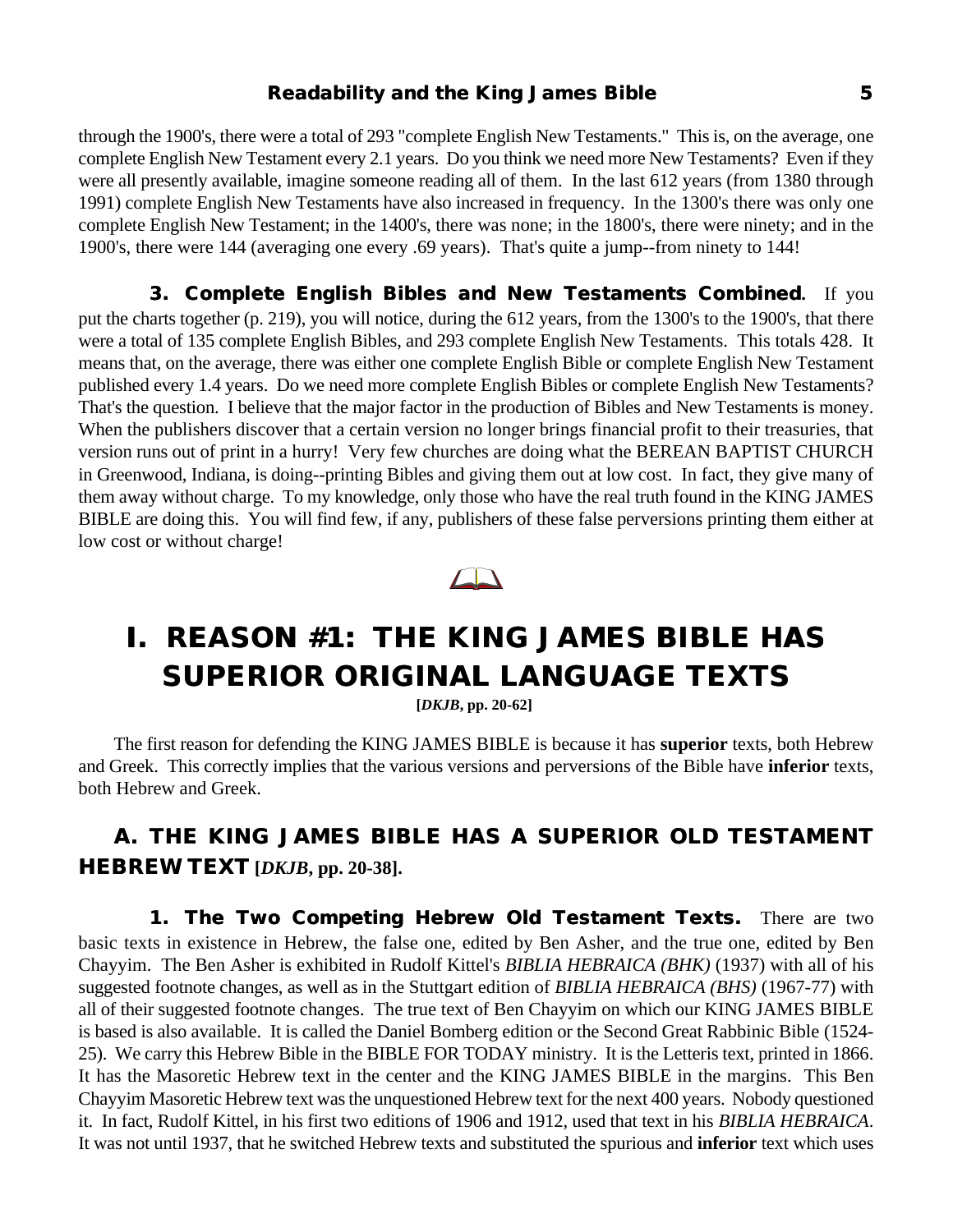through the 1900's, there were a total of 293 "complete English New Testaments." This is, on the average, one complete English New Testament every 2.1 years. Do you think we need more New Testaments? Even if they were all presently available, imagine someone reading all of them. In the last 612 years (from 1380 through 1991) complete English New Testaments have also increased in frequency. In the 1300's there was only one complete English New Testament; in the 1400's, there was none; in the 1800's, there were ninety; and in the 1900's, there were 144 (averaging one every .69 years). That's quite a jump--from ninety to 144!

**3. Complete English Bibles and New Testaments Combined.** If you put the charts together (p. 219), you will notice, during the 612 years, from the 1300's to the 1900's, that there were a total of 135 complete English Bibles, and 293 complete English New Testaments. This totals 428. It means that, on the average, there was either one complete English Bible or complete English New Testament published every 1.4 years. Do we need more complete English Bibles or complete English New Testaments? That's the question. I believe that the major factor in the production of Bibles and New Testaments is money. When the publishers discover that a certain version no longer brings financial profit to their treasuries, that version runs out of print in a hurry! Very few churches are doing what the BEREAN BAPTIST CHURCH in Greenwood, Indiana, is doing--printing Bibles and giving them out at low cost. In fact, they give many of them away without charge. To my knowledge, only those who have the real truth found in the KING JAMES BIBLE are doing this. You will find few, if any, publishers of these false perversions printing them either at low cost or without charge!

# I. REASON #1: THE KING JAMES BIBLE HAS SUPERIOR ORIGINAL LANGUAGE TEXTS

**[*DKJB*, pp. 20-62]**

The first reason for defending the KING JAMES BIBLE is because it has **superior** texts, both Hebrew and Greek. This correctly implies that the various versions and perversions of the Bible have **inferior** texts, both Hebrew and Greek.

## A. THE KING JAMES BIBLE HAS A SUPERIOR OLD TESTAMENT HEBREW TEXT [*DKJB*, pp. 20-38].

**1. The Two Competing Hebrew Old Testament Texts.** There are two basic texts in existence in Hebrew, the false one, edited by Ben Asher, and the true one, edited by Ben Chayyim. The Ben Asher is exhibited in Rudolf Kittel's *BIBLIA HEBRAICA (BHK)* (1937) with all of his suggested footnote changes, as well as in the Stuttgart edition of *BIBLIA HEBRAICA (BHS)* (1967-77) with all of their suggested footnote changes. The true text of Ben Chayyim on which our KING JAMES BIBLE is based is also available. It is called the Daniel Bomberg edition or the Second Great Rabbinic Bible (1524-25). We carry this Hebrew Bible in the BIBLE FOR TODAY ministry. It is the Letteris text, printed in 1866. It has the Masoretic Hebrew text in the center and the KING JAMES BIBLE in the margins. This Ben Chayyim Masoretic Hebrew text was the unquestioned Hebrew text for the next 400 years. Nobody questioned it. In fact, Rudolf Kittel, in his first two editions of 1906 and 1912, used that text in his *BIBLIA HEBRAICA*. It was not until 1937, that he switched Hebrew texts and substituted the spurious and **inferior** text which uses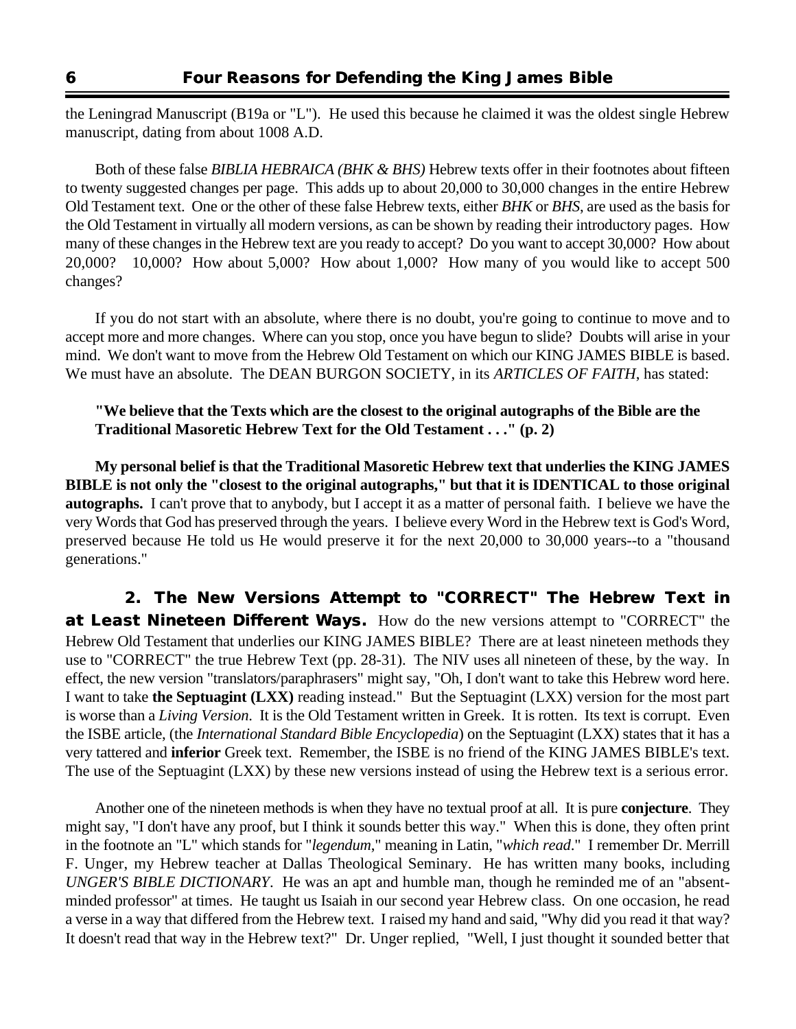the Leningrad Manuscript (B19a or "L"). He used this because he claimed it was the oldest single Hebrew manuscript, dating from about 1008 A.D.

Both of these false *BIBLIA HEBRAICA (BHK & BHS)* Hebrew texts offer in their footnotes about fifteen to twenty suggested changes per page. This adds up to about 20,000 to 30,000 changes in the entire Hebrew Old Testament text. One or the other of these false Hebrew texts, either *BHK* or *BHS*, are used as the basis for the Old Testament in virtually all modern versions, as can be shown by reading their introductory pages. How many of these changes in the Hebrew text are you ready to accept? Do you want to accept 30,000? How about 20,000? 10,000? How about 5,000? How about 1,000? How many of you would like to accept 500 changes?

If you do not start with an absolute, where there is no doubt, you're going to continue to move and to accept more and more changes. Where can you stop, once you have begun to slide? Doubts will arise in your mind. We don't want to move from the Hebrew Old Testament on which our KING JAMES BIBLE is based. We must have an absolute. The DEAN BURGON SOCIETY, in its *ARTICLES OF FAITH*, has stated:

> **"We believe that the Texts which are the closest to the original autographs of the Bible are the Traditional Masoretic Hebrew Text for the Old Testament . . ." (p. 2)**

**My personal belief is that the Traditional Masoretic Hebrew text that underlies the KING JAMES BIBLE is not only the "closest to the original autographs," but that it is IDENTICAL to those original autographs.** I can't prove that to anybody, but I accept it as a matter of personal faith. I believe we have the very Words that God has preserved through the years. I believe every Word in the Hebrew text is God's Word, preserved because He told us He would preserve it for the next 20,000 to 30,000 years--to a "thousand generations."

**2. The New Versions Attempt to "CORRECT" The Hebrew Text in at Least Nineteen Different Ways.** How do the new versions attempt to "CORRECT" the Hebrew Old Testament that underlies our KING JAMES BIBLE? There are at least nineteen methods they use to "CORRECT" the true Hebrew Text (pp. 28-31). The NIV uses all nineteen of these, by the way. In effect, the new version "translators/paraphrasers" might say, "Oh, I don't want to take this Hebrew word here. I want to take **the Septuagint (LXX)** reading instead." But the Septuagint (LXX) version for the most part is worse than a *Living Version*. It is the Old Testament written in Greek. It is rotten. Its text is corrupt. Even the ISBE article, (the *International Standard Bible Encyclopedia*) on the Septuagint (LXX) states that it has a very tattered and **inferior** Greek text. Remember, the ISBE is no friend of the KING JAMES BIBLE's text. The use of the Septuagint (LXX) by these new versions instead of using the Hebrew text is a serious error.

Another one of the nineteen methods is when they have no textual proof at all. It is pure **conjecture**. They might say, "I don't have any proof, but I think it sounds better this way." When this is done, they often print in the footnote an "L" which stands for "*legendum*," meaning in Latin, "*which read*." I remember Dr. Merrill F. Unger, my Hebrew teacher at Dallas Theological Seminary. He has written many books, including *UNGER'S BIBLE DICTIONARY*. He was an apt and humble man, though he reminded me of an "absent-minded professor" at times. He taught us Isaiah in our second year Hebrew class. On one occasion, he read a verse in a way that differed from the Hebrew text. I raised my hand and said, "Why did you read it that way? It doesn't read that way in the Hebrew text?" Dr. Unger replied, "Well, I just thought it sounded better that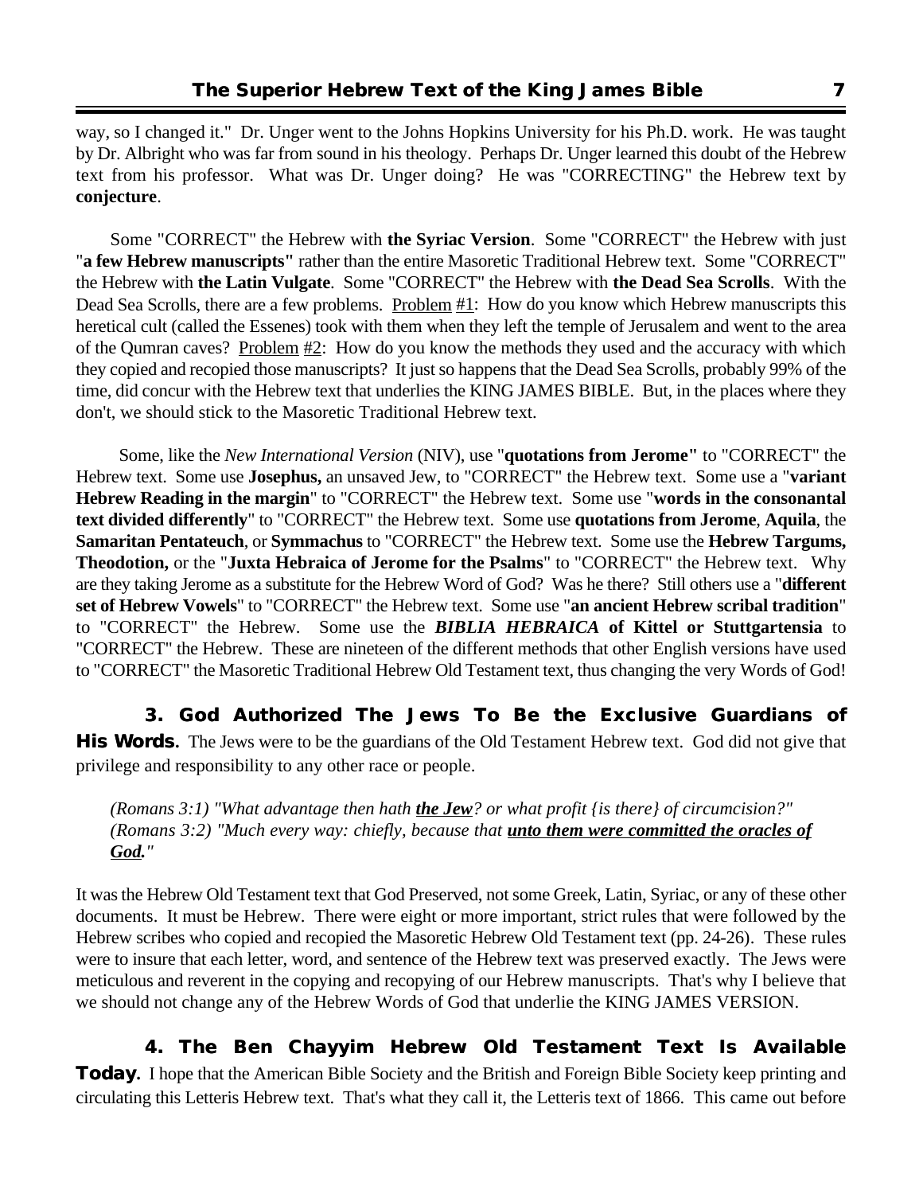way, so I changed it." Dr. Unger went to the Johns Hopkins University for his Ph.D. work. He was taught by Dr. Albright who was far from sound in his theology. Perhaps Dr. Unger learned this doubt of the Hebrew text from his professor. What was Dr. Unger doing? He was "CORRECTING" the Hebrew text by **conjecture**.

Some "CORRECT" the Hebrew with **the Syriac Version**. Some "CORRECT" the Hebrew with just "**a few Hebrew manuscripts"** rather than the entire Masoretic Traditional Hebrew text. Some "CORRECT" the Hebrew with **the Latin Vulgate**. Some "CORRECT" the Hebrew with **the Dead Sea Scrolls**. With the Dead Sea Scrolls, there are a few problems. <u>Problem #1</u>: How do you know which Hebrew manuscripts this heretical cult (called the Essenes) took with them when they left the temple of Jerusalem and went to the area of the Qumran caves? <u>Problem #2</u>: How do you know the methods they used and the accuracy with which they copied and recopied those manuscripts? It just so happens that the Dead Sea Scrolls, probably 99% of the time, did concur with the Hebrew text that underlies the KING JAMES BIBLE. But, in the places where they don't, we should stick to the Masoretic Traditional Hebrew text.

Some, like the *New International Version* (NIV), use "**quotations from Jerome"** to "CORRECT" the Hebrew text. Some use **Josephus,** an unsaved Jew, to "CORRECT" the Hebrew text. Some use a "**variant Hebrew Reading in the margin**" to "CORRECT" the Hebrew text. Some use "**words in the consonantal text divided differently**" to "CORRECT" the Hebrew text. Some use **quotations from Jerome**, **Aquila**, the **Samaritan Pentateuch**, or **Symmachus** to "CORRECT" the Hebrew text. Some use the **Hebrew Targums, Theodotion,** or the "**Juxta Hebraica of Jerome for the Psalms**" to "CORRECT" the Hebrew text. Why are they taking Jerome as a substitute for the Hebrew Word of God? Was he there? Still others use a "**different set of Hebrew Vowels**" to "CORRECT" the Hebrew text. Some use "**an ancient Hebrew scribal tradition**" to "CORRECT" the Hebrew. Some use the ***BIBLIA HEBRAICA* of Kittel or Stuttgartensia** to "CORRECT" the Hebrew. These are nineteen of the different methods that other English versions have used to "CORRECT" the Masoretic Traditional Hebrew Old Testament text, thus changing the very Words of God!

**3. God Authorized The Jews To Be the Exclusive Guardians of His Words.** The Jews were to be the guardians of the Old Testament Hebrew text. God did not give that privilege and responsibility to any other race or people.

> *(Romans 3:1) "What advantage then hath **<u>the Jew</u>**? or what profit {is there} of circumcision?"*
> *(Romans 3:2) "Much every way: chiefly, because that **<u>unto them were committed the oracles of God</u>**."*

It was the Hebrew Old Testament text that God Preserved, not some Greek, Latin, Syriac, or any of these other documents. It must be Hebrew. There were eight or more important, strict rules that were followed by the Hebrew scribes who copied and recopied the Masoretic Hebrew Old Testament text (pp. 24-26). These rules were to insure that each letter, word, and sentence of the Hebrew text was preserved exactly. The Jews were meticulous and reverent in the copying and recopying of our Hebrew manuscripts. That's why I believe that we should not change any of the Hebrew Words of God that underlie the KING JAMES VERSION.

**4. The Ben Chayyim Hebrew Old Testament Text Is Available Today.** I hope that the American Bible Society and the British and Foreign Bible Society keep printing and circulating this Letteris Hebrew text. That's what they call it, the Letteris text of 1866. This came out before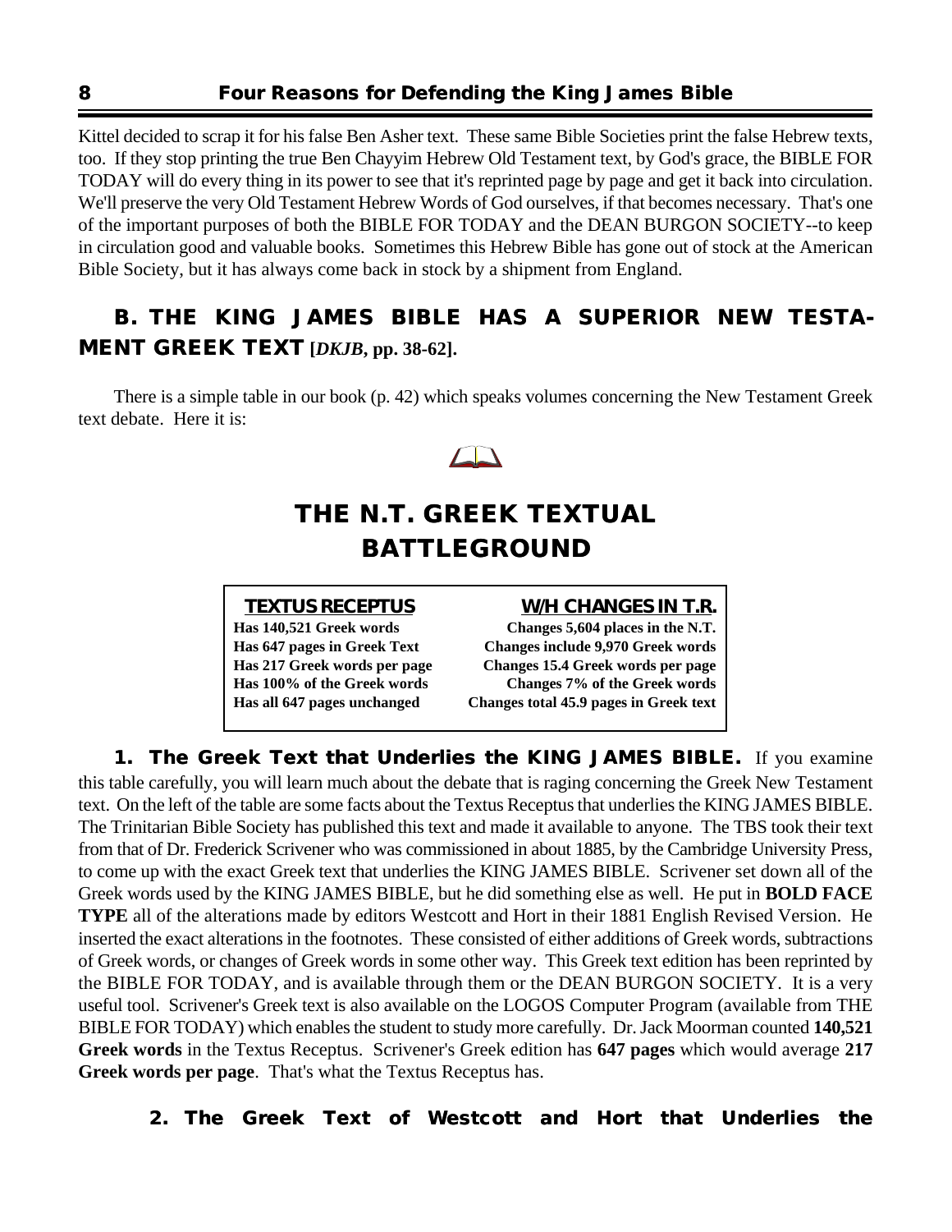Kittel decided to scrap it for his false Ben Asher text. These same Bible Societies print the false Hebrew texts, too. If they stop printing the true Ben Chayyim Hebrew Old Testament text, by God's grace, the BIBLE FOR TODAY will do every thing in its power to see that it's reprinted page by page and get it back into circulation. We'll preserve the very Old Testament Hebrew Words of God ourselves, if that becomes necessary. That's one of the important purposes of both the BIBLE FOR TODAY and the DEAN BURGON SOCIETY--to keep in circulation good and valuable books. Sometimes this Hebrew Bible has gone out of stock at the American Bible Society, but it has always come back in stock by a shipment from England.

## B. THE KING JAMES BIBLE HAS A SUPERIOR NEW TESTAMENT GREEK TEXT [*DKJB*, pp. 38-62].

There is a simple table in our book (p. 42) which speaks volumes concerning the New Testament Greek text debate. Here it is:

## THE N.T. GREEK TEXTUAL BATTLEGROUND

| TEXTUS RECEPTUS | W/H CHANGES IN T.R. |
|---|---|
| Has 140,521 Greek words | Changes 5,604 places in the N.T. |
| Has 647 pages in Greek Text | Changes include 9,970 Greek words |
| Has 217 Greek words per page | Changes 15.4 Greek words per page |
| Has 100% of the Greek words | Changes 7% of the Greek words |
| Has all 647 pages unchanged | Changes total 45.9 pages in Greek text |

**1. The Greek Text that Underlies the KING JAMES BIBLE.** If you examine this table carefully, you will learn much about the debate that is raging concerning the Greek New Testament text. On the left of the table are some facts about the Textus Receptus that underlies the KING JAMES BIBLE. The Trinitarian Bible Society has published this text and made it available to anyone. The TBS took their text from that of Dr. Frederick Scrivener who was commissioned in about 1885, by the Cambridge University Press, to come up with the exact Greek text that underlies the KING JAMES BIBLE. Scrivener set down all of the Greek words used by the KING JAMES BIBLE, but he did something else as well. He put in **BOLD FACE TYPE** all of the alterations made by editors Westcott and Hort in their 1881 English Revised Version. He inserted the exact alterations in the footnotes. These consisted of either additions of Greek words, subtractions of Greek words, or changes of Greek words in some other way. This Greek text edition has been reprinted by the BIBLE FOR TODAY, and is available through them or the DEAN BURGON SOCIETY. It is a very useful tool. Scrivener's Greek text is also available on the LOGOS Computer Program (available from THE BIBLE FOR TODAY) which enables the student to study more carefully. Dr. Jack Moorman counted **140,521 Greek words** in the Textus Receptus. Scrivener's Greek edition has **647 pages** which would average **217 Greek words per page**. That's what the Textus Receptus has.

**2. The Greek Text of Westcott and Hort that Underlies the**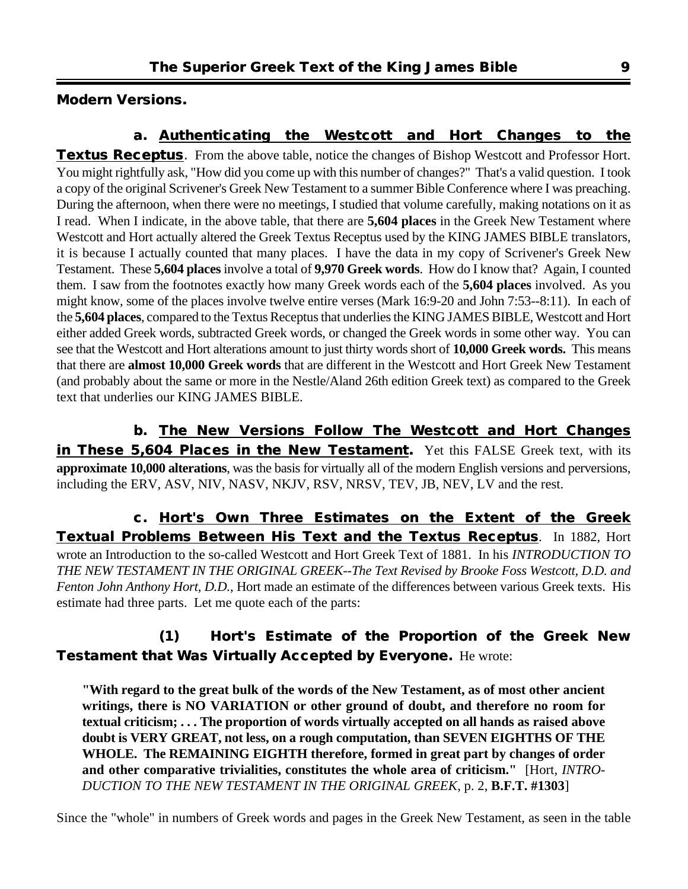## Modern Versions.

**a. <u>Authenticating the Westcott and Hort Changes to the Textus Receptus</u>**. From the above table, notice the changes of Bishop Westcott and Professor Hort. You might rightfully ask, "How did you come up with this number of changes?" That's a valid question. I took a copy of the original Scrivener's Greek New Testament to a summer Bible Conference where I was preaching. During the afternoon, when there were no meetings, I studied that volume carefully, making notations on it as I read. When I indicate, in the above table, that there are **5,604 places** in the Greek New Testament where Westcott and Hort actually altered the Greek Textus Receptus used by the KING JAMES BIBLE translators, it is because I actually counted that many places. I have the data in my copy of Scrivener's Greek New Testament. These **5,604 places** involve a total of **9,970 Greek words**. How do I know that? Again, I counted them. I saw from the footnotes exactly how many Greek words each of the **5,604 places** involved. As you might know, some of the places involve twelve entire verses (Mark 16:9-20 and John 7:53--8:11). In each of the **5,604 places**, compared to the Textus Receptus that underlies the KING JAMES BIBLE, Westcott and Hort either added Greek words, subtracted Greek words, or changed the Greek words in some other way. You can see that the Westcott and Hort alterations amount to just thirty words short of **10,000 Greek words.** This means that there are **almost 10,000 Greek words** that are different in the Westcott and Hort Greek New Testament (and probably about the same or more in the Nestle/Aland 26th edition Greek text) as compared to the Greek text that underlies our KING JAMES BIBLE.

**b. <u>The New Versions Follow The Westcott and Hort Changes in These 5,604 Places in the New Testament</u>.** Yet this FALSE Greek text, with its **approximate 10,000 alterations**, was the basis for virtually all of the modern English versions and perversions, including the ERV, ASV, NIV, NASV, NKJV, RSV, NRSV, TEV, JB, NEV, LV and the rest.

**c. <u>Hort's Own Three Estimates on the Extent of the Greek Textual Problems Between His Text and the Textus Receptus</u>**. In 1882, Hort wrote an Introduction to the so-called Westcott and Hort Greek Text of 1881. In his *INTRODUCTION TO THE NEW TESTAMENT IN THE ORIGINAL GREEK--The Text Revised by Brooke Foss Westcott, D.D. and Fenton John Anthony Hort, D.D.*, Hort made an estimate of the differences between various Greek texts. His estimate had three parts. Let me quote each of the parts:

**(1) Hort's Estimate of the Proportion of the Greek New Testament that Was Virtually Accepted by Everyone.** He wrote:

> **"With regard to the great bulk of the words of the New Testament, as of most other ancient writings, there is NO VARIATION or other ground of doubt, and therefore no room for textual criticism; . . . The proportion of words virtually accepted on all hands as raised above doubt is VERY GREAT, not less, on a rough computation, than SEVEN EIGHTHS OF THE WHOLE. The REMAINING EIGHTH therefore, formed in great part by changes of order and other comparative trivialities, constitutes the whole area of criticism."** [Hort, *INTRODUCTION TO THE NEW TESTAMENT IN THE ORIGINAL GREEK*, p. 2, **B.F.T. #1303**]

Since the "whole" in numbers of Greek words and pages in the Greek New Testament, as seen in the table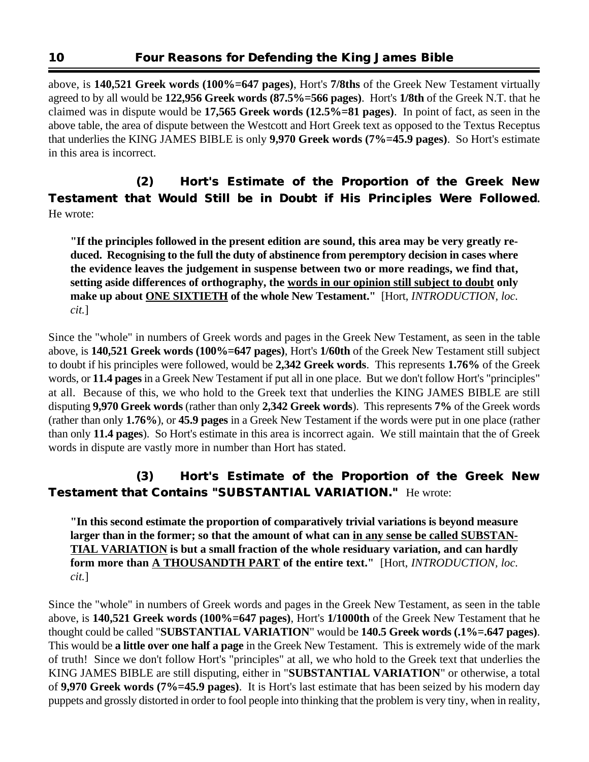above, is **140,521 Greek words (100%=647 pages)**, Hort's **7/8ths** of the Greek New Testament virtually agreed to by all would be **122,956 Greek words (87.5%=566 pages)**. Hort's **1/8th** of the Greek N.T. that he claimed was in dispute would be **17,565 Greek words (12.5%=81 pages)**. In point of fact, as seen in the above table, the area of dispute between the Westcott and Hort Greek text as opposed to the Textus Receptus that underlies the KING JAMES BIBLE is only **9,970 Greek words (7%=45.9 pages)**. So Hort's estimate in this area is incorrect.

### (2) Hort's Estimate of the Proportion of the Greek New Testament that Would Still be in Doubt if His Principles Were Followed.

He wrote:

> **"If the principles followed in the present edition are sound, this area may be very greatly reduced. Recognising to the full the duty of abstinence from peremptory decision in cases where the evidence leaves the judgement in suspense between two or more readings, we find that, setting aside differences of orthography, the <u>words in our opinion still subject to doubt</u> only make up about <u>ONE SIXTIETH</u> of the whole New Testament."** [Hort, *INTRODUCTION*, *loc. cit.*]

Since the "whole" in numbers of Greek words and pages in the Greek New Testament, as seen in the table above, is **140,521 Greek words (100%=647 pages)**, Hort's **1/60th** of the Greek New Testament still subject to doubt if his principles were followed, would be **2,342 Greek words**. This represents **1.76%** of the Greek words, or **11.4 pages** in a Greek New Testament if put all in one place. But we don't follow Hort's "principles" at all. Because of this, we who hold to the Greek text that underlies the KING JAMES BIBLE are still disputing **9,970 Greek words** (rather than only **2,342 Greek words**). This represents **7%** of the Greek words (rather than only **1.76%**), or **45.9 pages** in a Greek New Testament if the words were put in one place (rather than only **11.4 pages**). So Hort's estimate in this area is incorrect again. We still maintain that the of Greek words in dispute are vastly more in number than Hort has stated.

### (3) Hort's Estimate of the Proportion of the Greek New Testament that Contains "SUBSTANTIAL VARIATION."

He wrote:

> **"In this second estimate the proportion of comparatively trivial variations is beyond measure larger than in the former; so that the amount of what can <u>in any sense be called SUBSTANTIAL VARIATION</u> is but a small fraction of the whole residuary variation, and can hardly form more than <u>A THOUSANDTH PART</u> of the entire text."** [Hort, *INTRODUCTION*, *loc. cit.*]

Since the "whole" in numbers of Greek words and pages in the Greek New Testament, as seen in the table above, is **140,521 Greek words (100%=647 pages)**, Hort's **1/1000th** of the Greek New Testament that he thought could be called "**SUBSTANTIAL VARIATION**" would be **140.5 Greek words (.1%=.647 pages)**. This would be **a little over one half a page** in the Greek New Testament. This is extremely wide of the mark of truth! Since we don't follow Hort's "principles" at all, we who hold to the Greek text that underlies the KING JAMES BIBLE are still disputing, either in "**SUBSTANTIAL VARIATION**" or otherwise, a total of **9,970 Greek words (7%=45.9 pages)**. It is Hort's last estimate that has been seized by his modern day puppets and grossly distorted in order to fool people into thinking that the problem is very tiny, when in reality,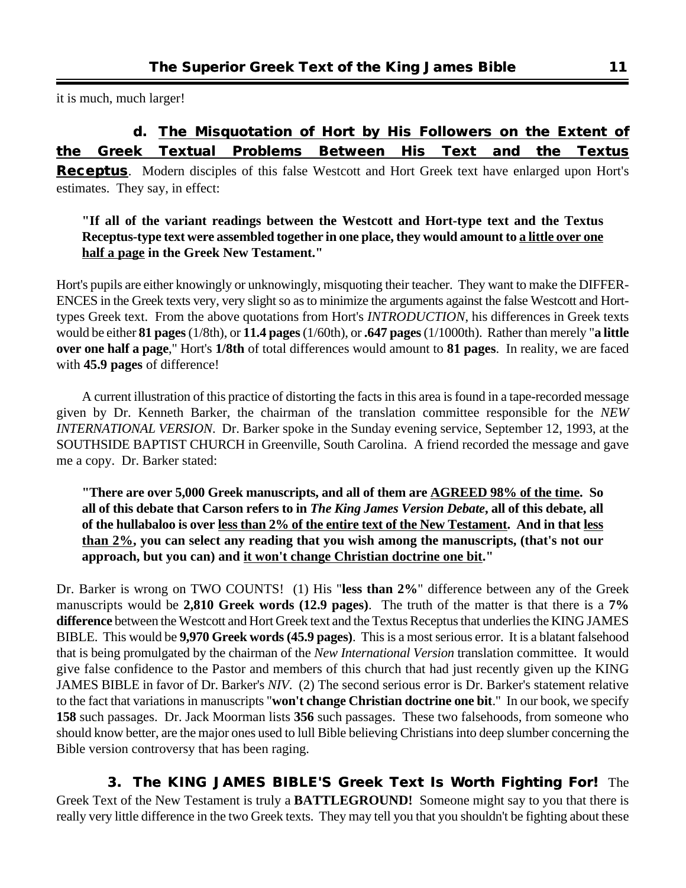it is much, much larger!

**d. <u>The Misquotation of Hort by His Followers on the Extent of the Greek Textual Problems Between His Text and the Textus Receptus</u>**. Modern disciples of this false Westcott and Hort Greek text have enlarged upon Hort's estimates. They say, in effect:

> **"If all of the variant readings between the Westcott and Hort-type text and the Textus Receptus-type text were assembled together in one place, they would amount to <u>a little over one half a page</u> in the Greek New Testament."**

Hort's pupils are either knowingly or unknowingly, misquoting their teacher. They want to make the DIFFERENCES in the Greek texts very, very slight so as to minimize the arguments against the false Westcott and Hort-types Greek text. From the above quotations from Hort's *INTRODUCTION*, his differences in Greek texts would be either **81 pages** (1/8th), or **11.4 pages** (1/60th), or **.647 pages** (1/1000th). Rather than merely "**a little over one half a page**," Hort's **1/8th** of total differences would amount to **81 pages**. In reality, we are faced with **45.9 pages** of difference!

A current illustration of this practice of distorting the facts in this area is found in a tape-recorded message given by Dr. Kenneth Barker, the chairman of the translation committee responsible for the *NEW INTERNATIONAL VERSION*. Dr. Barker spoke in the Sunday evening service, September 12, 1993, at the SOUTHSIDE BAPTIST CHURCH in Greenville, South Carolina. A friend recorded the message and gave me a copy. Dr. Barker stated:

> **"There are over 5,000 Greek manuscripts, and all of them are <u>AGREED 98% of the time</u>. So all of this debate that Carson refers to in *The King James Version Debate*, all of this debate, all of the hullabaloo is over <u>less than 2% of the entire text of the New Testament</u>. And in that <u>less than 2%</u>, you can select any reading that you wish among the manuscripts, (that's not our approach, but you can) and <u>it won't change Christian doctrine one bit</u>."**

Dr. Barker is wrong on TWO COUNTS! (1) His "**less than 2%**" difference between any of the Greek manuscripts would be **2,810 Greek words (12.9 pages)**. The truth of the matter is that there is a **7% difference** between the Westcott and Hort Greek text and the Textus Receptus that underlies the KING JAMES BIBLE. This would be **9,970 Greek words (45.9 pages)**. This is a most serious error. It is a blatant falsehood that is being promulgated by the chairman of the *New International Version* translation committee. It would give false confidence to the Pastor and members of this church that had just recently given up the KING JAMES BIBLE in favor of Dr. Barker's *NIV*. (2) The second serious error is Dr. Barker's statement relative to the fact that variations in manuscripts "**won't change Christian doctrine one bit**." In our book, we specify **158** such passages. Dr. Jack Moorman lists **356** such passages. These two falsehoods, from someone who should know better, are the major ones used to lull Bible believing Christians into deep slumber concerning the Bible version controversy that has been raging.

**3. The KING JAMES BIBLE'S Greek Text Is Worth Fighting For!** The Greek Text of the New Testament is truly a **BATTLEGROUND!** Someone might say to you that there is really very little difference in the two Greek texts. They may tell you that you shouldn't be fighting about these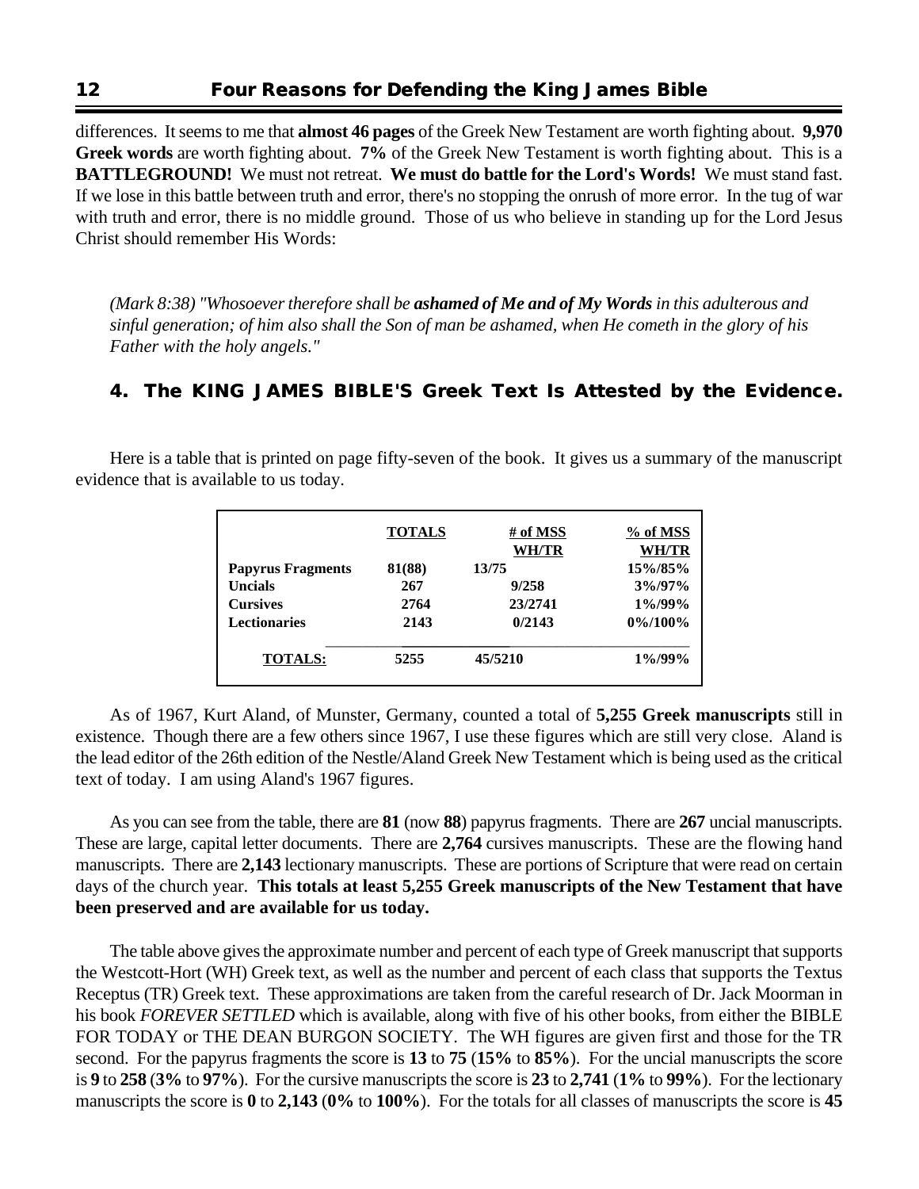differences. It seems to me that **almost 46 pages** of the Greek New Testament are worth fighting about. **9,970 Greek words** are worth fighting about. **7%** of the Greek New Testament is worth fighting about. This is a **BATTLEGROUND!** We must not retreat. **We must do battle for the Lord's Words!** We must stand fast. If we lose in this battle between truth and error, there's no stopping the onrush of more error. In the tug of war with truth and error, there is no middle ground. Those of us who believe in standing up for the Lord Jesus Christ should remember His Words:

*(Mark 8:38) "Whosoever therefore shall be* ***ashamed of Me and of My Words*** *in this adulterous and sinful generation; of him also shall the Son of man be ashamed, when He cometh in the glory of his Father with the holy angels."*

## 4. The KING JAMES BIBLE'S Greek Text Is Attested by the Evidence.

Here is a table that is printed on page fifty-seven of the book. It gives us a summary of the manuscript evidence that is available to us today.

| | **TOTALS** | **# of MSS WH/TR** | **% of MSS WH/TR** |
|---|---|---|---|
| **Papyrus Fragments** | **81(88)** | **13/75** | **15%/85%** |
| **Uncials** | **267** | **9/258** | **3%/97%** |
| **Cursives** | **2764** | **23/2741** | **1%/99%** |
| **Lectionaries** | **2143** | **0/2143** | **0%/100%** |
| **TOTALS:** | **5255** | **45/5210** | **1%/99%** |

As of 1967, Kurt Aland, of Munster, Germany, counted a total of **5,255 Greek manuscripts** still in existence. Though there are a few others since 1967, I use these figures which are still very close. Aland is the lead editor of the 26th edition of the Nestle/Aland Greek New Testament which is being used as the critical text of today. I am using Aland's 1967 figures.

As you can see from the table, there are **81** (now **88**) papyrus fragments. There are **267** uncial manuscripts. These are large, capital letter documents. There are **2,764** cursives manuscripts. These are the flowing hand manuscripts. There are **2,143** lectionary manuscripts. These are portions of Scripture that were read on certain days of the church year. **This totals at least 5,255 Greek manuscripts of the New Testament that have been preserved and are available for us today.**

The table above gives the approximate number and percent of each type of Greek manuscript that supports the Westcott-Hort (WH) Greek text, as well as the number and percent of each class that supports the Textus Receptus (TR) Greek text. These approximations are taken from the careful research of Dr. Jack Moorman in his book *FOREVER SETTLED* which is available, along with five of his other books, from either the BIBLE FOR TODAY or THE DEAN BURGON SOCIETY. The WH figures are given first and those for the TR second. For the papyrus fragments the score is **13** to **75** (**15%** to **85%**). For the uncial manuscripts the score is **9** to **258** (**3%** to **97%**). For the cursive manuscripts the score is **23** to **2,741** (**1%** to **99%**). For the lectionary manuscripts the score is **0** to **2,143** (**0%** to **100%**). For the totals for all classes of manuscripts the score is **45**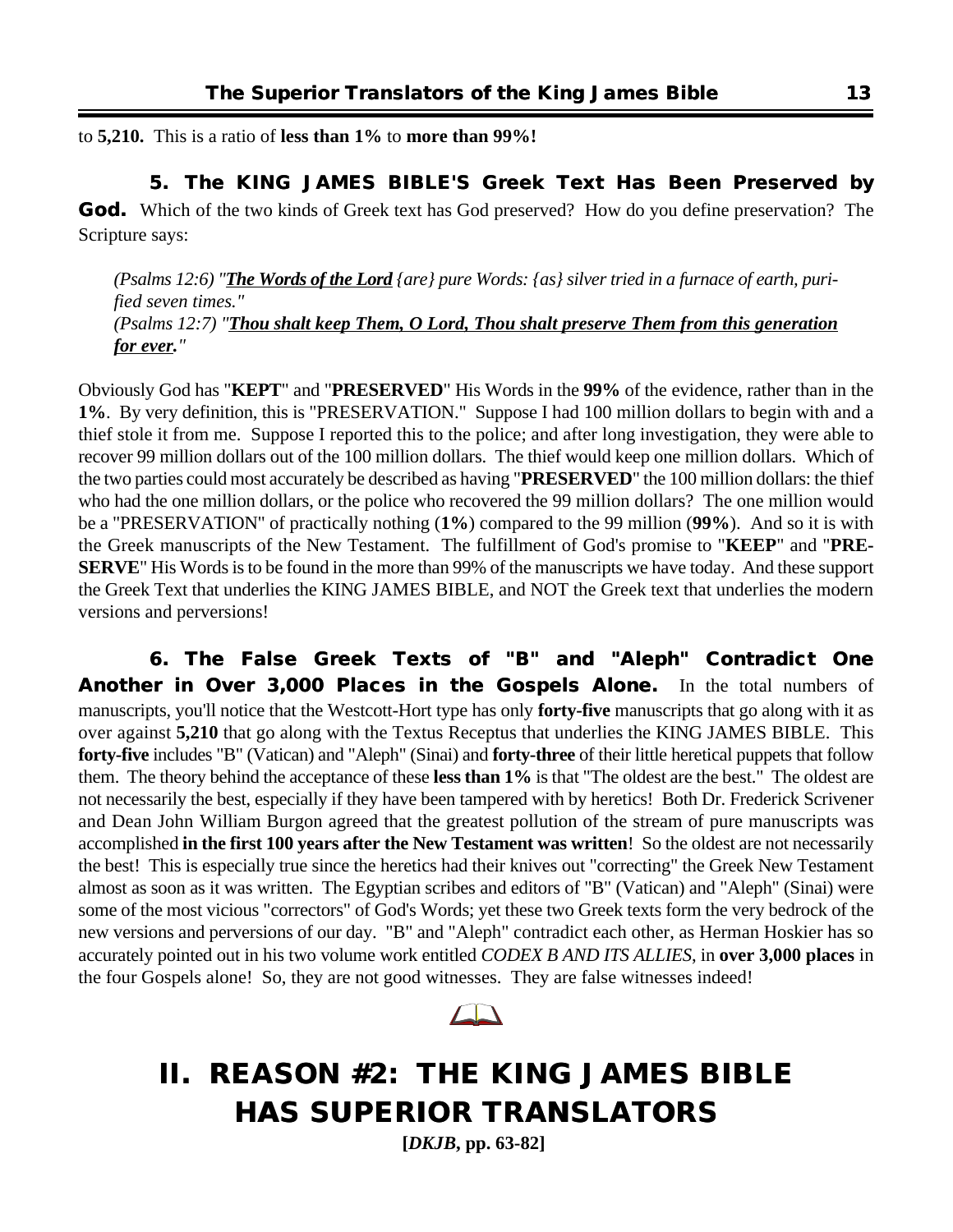to **5,210.** This is a ratio of **less than 1%** to **more than 99%!**

**5. The KING JAMES BIBLE'S Greek Text Has Been Preserved by God.** Which of the two kinds of Greek text has God preserved? How do you define preservation? The Scripture says:

*(Psalms 12:6) "**The Words of the Lord** {are} pure Words: {as} silver tried in a furnace of earth, purified seven times."*
*(Psalms 12:7) "**Thou shalt keep Them, O Lord, Thou shalt preserve Them from this generation for ever.**"*

Obviously God has "**KEPT**" and "**PRESERVED**" His Words in the **99%** of the evidence, rather than in the **1%**. By very definition, this is "PRESERVATION." Suppose I had 100 million dollars to begin with and a thief stole it from me. Suppose I reported this to the police; and after long investigation, they were able to recover 99 million dollars out of the 100 million dollars. The thief would keep one million dollars. Which of the two parties could most accurately be described as having "**PRESERVED**" the 100 million dollars: the thief who had the one million dollars, or the police who recovered the 99 million dollars? The one million would be a "PRESERVATION" of practically nothing (**1%**) compared to the 99 million (**99%**). And so it is with the Greek manuscripts of the New Testament. The fulfillment of God's promise to "**KEEP**" and "**PRESERVE**" His Words is to be found in the more than 99% of the manuscripts we have today. And these support the Greek Text that underlies the KING JAMES BIBLE, and NOT the Greek text that underlies the modern versions and perversions!

**6. The False Greek Texts of "B" and "Aleph" Contradict One Another in Over 3,000 Places in the Gospels Alone.** In the total numbers of manuscripts, you'll notice that the Westcott-Hort type has only **forty-five** manuscripts that go along with it as over against **5,210** that go along with the Textus Receptus that underlies the KING JAMES BIBLE. This **forty-five** includes "B" (Vatican) and "Aleph" (Sinai) and **forty-three** of their little heretical puppets that follow them. The theory behind the acceptance of these **less than 1%** is that "The oldest are the best." The oldest are not necessarily the best, especially if they have been tampered with by heretics! Both Dr. Frederick Scrivener and Dean John William Burgon agreed that the greatest pollution of the stream of pure manuscripts was accomplished **in the first 100 years after the New Testament was written**! So the oldest are not necessarily the best! This is especially true since the heretics had their knives out "correcting" the Greek New Testament almost as soon as it was written. The Egyptian scribes and editors of "B" (Vatican) and "Aleph" (Sinai) were some of the most vicious "correctors" of God's Words; yet these two Greek texts form the very bedrock of the new versions and perversions of our day. "B" and "Aleph" contradict each other, as Herman Hoskier has so accurately pointed out in his two volume work entitled *CODEX B AND ITS ALLIES*, in **over 3,000 places** in the four Gospels alone! So, they are not good witnesses. They are false witnesses indeed!

# II. REASON #2: THE KING JAMES BIBLE HAS SUPERIOR TRANSLATORS

**[*DKJB*, pp. 63-82]**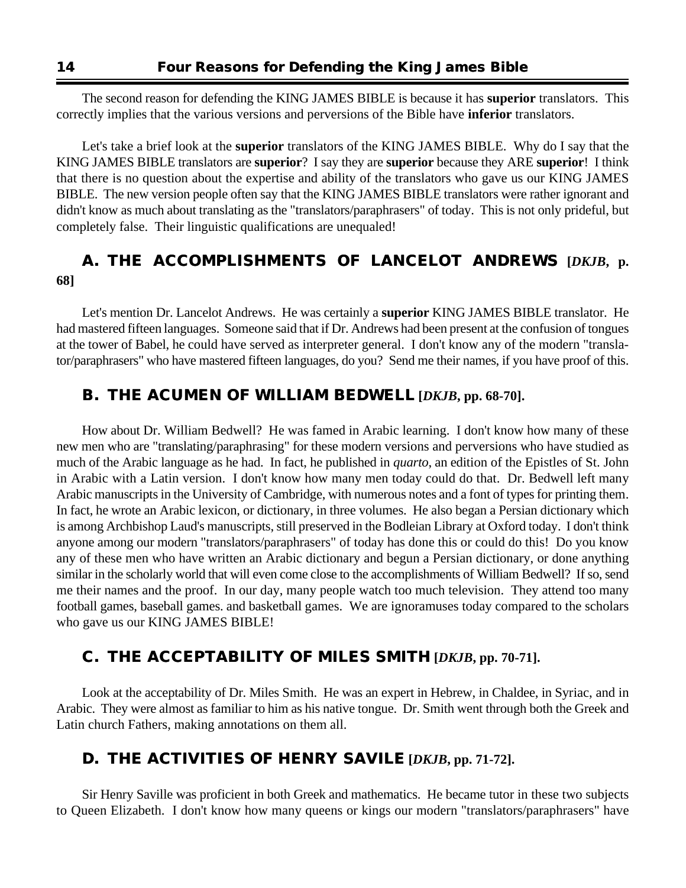The second reason for defending the KING JAMES BIBLE is because it has **superior** translators. This correctly implies that the various versions and perversions of the Bible have **inferior** translators.

Let's take a brief look at the **superior** translators of the KING JAMES BIBLE. Why do I say that the KING JAMES BIBLE translators are **superior**? I say they are **superior** because they ARE **superior**! I think that there is no question about the expertise and ability of the translators who gave us our KING JAMES BIBLE. The new version people often say that the KING JAMES BIBLE translators were rather ignorant and didn't know as much about translating as the "translators/paraphrasers" of today. This is not only prideful, but completely false. Their linguistic qualifications are unequaled!

## A. THE ACCOMPLISHMENTS OF LANCELOT ANDREWS [*DKJB*, p. 68]

Let's mention Dr. Lancelot Andrews. He was certainly a **superior** KING JAMES BIBLE translator. He had mastered fifteen languages. Someone said that if Dr. Andrews had been present at the confusion of tongues at the tower of Babel, he could have served as interpreter general. I don't know any of the modern "translator/paraphrasers" who have mastered fifteen languages, do you? Send me their names, if you have proof of this.

## B. THE ACUMEN OF WILLIAM BEDWELL [*DKJB*, pp. 68-70].

How about Dr. William Bedwell? He was famed in Arabic learning. I don't know how many of these new men who are "translating/paraphrasing" for these modern versions and perversions who have studied as much of the Arabic language as he had. In fact, he published in *quarto*, an edition of the Epistles of St. John in Arabic with a Latin version. I don't know how many men today could do that. Dr. Bedwell left many Arabic manuscripts in the University of Cambridge, with numerous notes and a font of types for printing them. In fact, he wrote an Arabic lexicon, or dictionary, in three volumes. He also began a Persian dictionary which is among Archbishop Laud's manuscripts, still preserved in the Bodleian Library at Oxford today. I don't think anyone among our modern "translators/paraphrasers" of today has done this or could do this! Do you know any of these men who have written an Arabic dictionary and begun a Persian dictionary, or done anything similar in the scholarly world that will even come close to the accomplishments of William Bedwell? If so, send me their names and the proof. In our day, many people watch too much television. They attend too many football games, baseball games. and basketball games. We are ignoramuses today compared to the scholars who gave us our KING JAMES BIBLE!

## C. THE ACCEPTABILITY OF MILES SMITH [*DKJB*, pp. 70-71].

Look at the acceptability of Dr. Miles Smith. He was an expert in Hebrew, in Chaldee, in Syriac, and in Arabic. They were almost as familiar to him as his native tongue. Dr. Smith went through both the Greek and Latin church Fathers, making annotations on them all.

## D. THE ACTIVITIES OF HENRY SAVILE [*DKJB*, pp. 71-72].

Sir Henry Saville was proficient in both Greek and mathematics. He became tutor in these two subjects to Queen Elizabeth. I don't know how many queens or kings our modern "translators/paraphrasers" have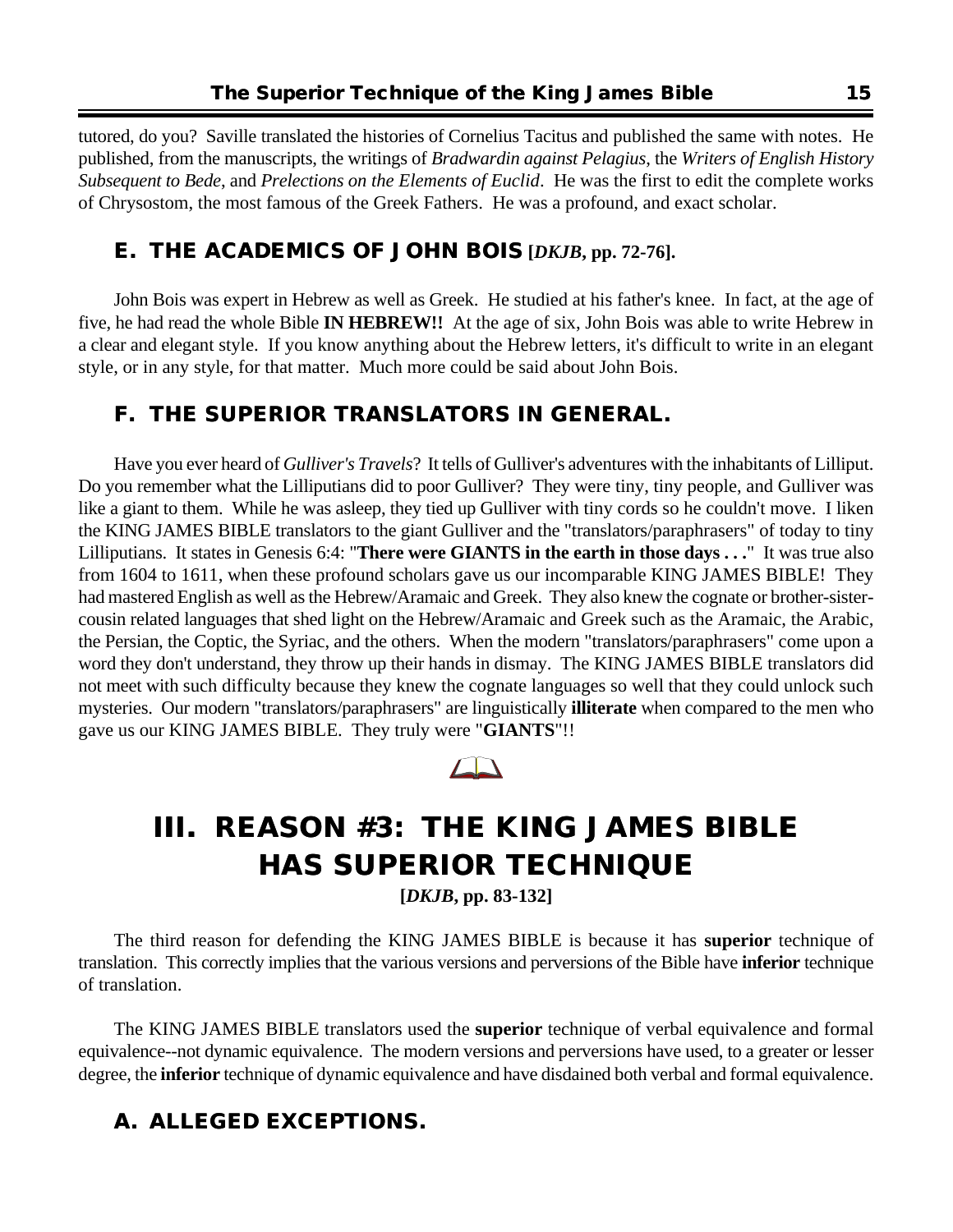tutored, do you? Saville translated the histories of Cornelius Tacitus and published the same with notes. He published, from the manuscripts, the writings of *Bradwardin against Pelagius*, the *Writers of English History Subsequent to Bede*, and *Prelections on the Elements of Euclid*. He was the first to edit the complete works of Chrysostom, the most famous of the Greek Fathers. He was a profound, and exact scholar.

### E. THE ACADEMICS OF JOHN BOIS [*DKJB*, pp. 72-76].

John Bois was expert in Hebrew as well as Greek. He studied at his father's knee. In fact, at the age of five, he had read the whole Bible **IN HEBREW!!** At the age of six, John Bois was able to write Hebrew in a clear and elegant style. If you know anything about the Hebrew letters, it's difficult to write in an elegant style, or in any style, for that matter. Much more could be said about John Bois.

### F. THE SUPERIOR TRANSLATORS IN GENERAL.

Have you ever heard of *Gulliver's Travels*? It tells of Gulliver's adventures with the inhabitants of Lilliput. Do you remember what the Lilliputians did to poor Gulliver? They were tiny, tiny people, and Gulliver was like a giant to them. While he was asleep, they tied up Gulliver with tiny cords so he couldn't move. I liken the KING JAMES BIBLE translators to the giant Gulliver and the "translators/paraphrasers" of today to tiny Lilliputians. It states in Genesis 6:4: "**There were GIANTS in the earth in those days . . .**" It was true also from 1604 to 1611, when these profound scholars gave us our incomparable KING JAMES BIBLE! They had mastered English as well as the Hebrew/Aramaic and Greek. They also knew the cognate or brother-sister-cousin related languages that shed light on the Hebrew/Aramaic and Greek such as the Aramaic, the Arabic, the Persian, the Coptic, the Syriac, and the others. When the modern "translators/paraphrasers" come upon a word they don't understand, they throw up their hands in dismay. The KING JAMES BIBLE translators did not meet with such difficulty because they knew the cognate languages so well that they could unlock such mysteries. Our modern "translators/paraphrasers" are linguistically **illiterate** when compared to the men who gave us our KING JAMES BIBLE. They truly were "**GIANTS**"!!

## III. REASON #3: THE KING JAMES BIBLE HAS SUPERIOR TECHNIQUE

**[*DKJB*, pp. 83-132]**

The third reason for defending the KING JAMES BIBLE is because it has **superior** technique of translation. This correctly implies that the various versions and perversions of the Bible have **inferior** technique of translation.

The KING JAMES BIBLE translators used the **superior** technique of verbal equivalence and formal equivalence--not dynamic equivalence. The modern versions and perversions have used, to a greater or lesser degree, the **inferior** technique of dynamic equivalence and have disdained both verbal and formal equivalence.

### A. ALLEGED EXCEPTIONS.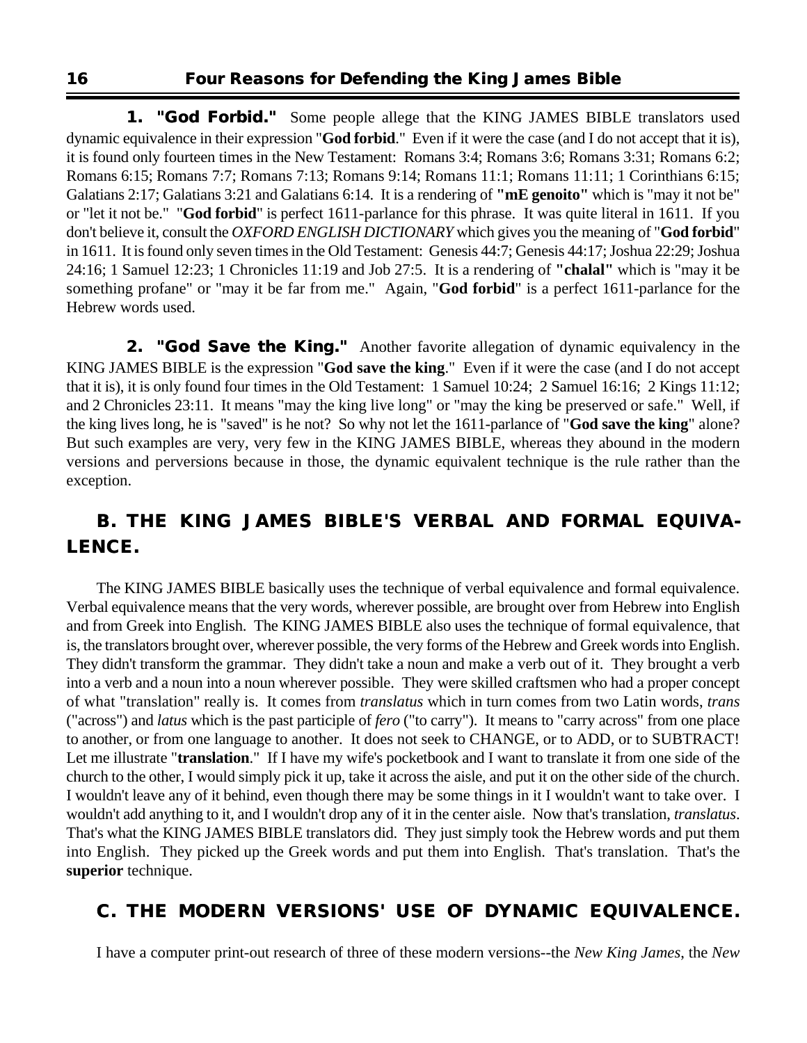**1. "God Forbid."** Some people allege that the KING JAMES BIBLE translators used dynamic equivalence in their expression "**God forbid**." Even if it were the case (and I do not accept that it is), it is found only fourteen times in the New Testament: Romans 3:4; Romans 3:6; Romans 3:31; Romans 6:2; Romans 6:15; Romans 7:7; Romans 7:13; Romans 9:14; Romans 11:1; Romans 11:11; 1 Corinthians 6:15; Galatians 2:17; Galatians 3:21 and Galatians 6:14. It is a rendering of **"mE genoito"** which is "may it not be" or "let it not be." "**God forbid**" is perfect 1611-parlance for this phrase. It was quite literal in 1611. If you don't believe it, consult the *OXFORD ENGLISH DICTIONARY* which gives you the meaning of "**God forbid**" in 1611. It is found only seven times in the Old Testament: Genesis 44:7; Genesis 44:17; Joshua 22:29; Joshua 24:16; 1 Samuel 12:23; 1 Chronicles 11:19 and Job 27:5. It is a rendering of **"chalal"** which is "may it be something profane" or "may it be far from me." Again, "**God forbid**" is a perfect 1611-parlance for the Hebrew words used.

**2. "God Save the King."** Another favorite allegation of dynamic equivalency in the KING JAMES BIBLE is the expression "**God save the king**." Even if it were the case (and I do not accept that it is), it is only found four times in the Old Testament: 1 Samuel 10:24; 2 Samuel 16:16; 2 Kings 11:12; and 2 Chronicles 23:11. It means "may the king live long" or "may the king be preserved or safe." Well, if the king lives long, he is "saved" is he not? So why not let the 1611-parlance of "**God save the king**" alone? But such examples are very, very few in the KING JAMES BIBLE, whereas they abound in the modern versions and perversions because in those, the dynamic equivalent technique is the rule rather than the exception.

## B. THE KING JAMES BIBLE'S VERBAL AND FORMAL EQUIVALENCE.

The KING JAMES BIBLE basically uses the technique of verbal equivalence and formal equivalence. Verbal equivalence means that the very words, wherever possible, are brought over from Hebrew into English and from Greek into English. The KING JAMES BIBLE also uses the technique of formal equivalence, that is, the translators brought over, wherever possible, the very forms of the Hebrew and Greek words into English. They didn't transform the grammar. They didn't take a noun and make a verb out of it. They brought a verb into a verb and a noun into a noun wherever possible. They were skilled craftsmen who had a proper concept of what "translation" really is. It comes from *translatus* which in turn comes from two Latin words, *trans* ("across") and *latus* which is the past participle of *fero* ("to carry"). It means to "carry across" from one place to another, or from one language to another. It does not seek to CHANGE, or to ADD, or to SUBTRACT! Let me illustrate "**translation**." If I have my wife's pocketbook and I want to translate it from one side of the church to the other, I would simply pick it up, take it across the aisle, and put it on the other side of the church. I wouldn't leave any of it behind, even though there may be some things in it I wouldn't want to take over. I wouldn't add anything to it, and I wouldn't drop any of it in the center aisle. Now that's translation, *translatus*. That's what the KING JAMES BIBLE translators did. They just simply took the Hebrew words and put them into English. They picked up the Greek words and put them into English. That's translation. That's the **superior** technique.

## C. THE MODERN VERSIONS' USE OF DYNAMIC EQUIVALENCE.

I have a computer print-out research of three of these modern versions--the *New King James*, the *New*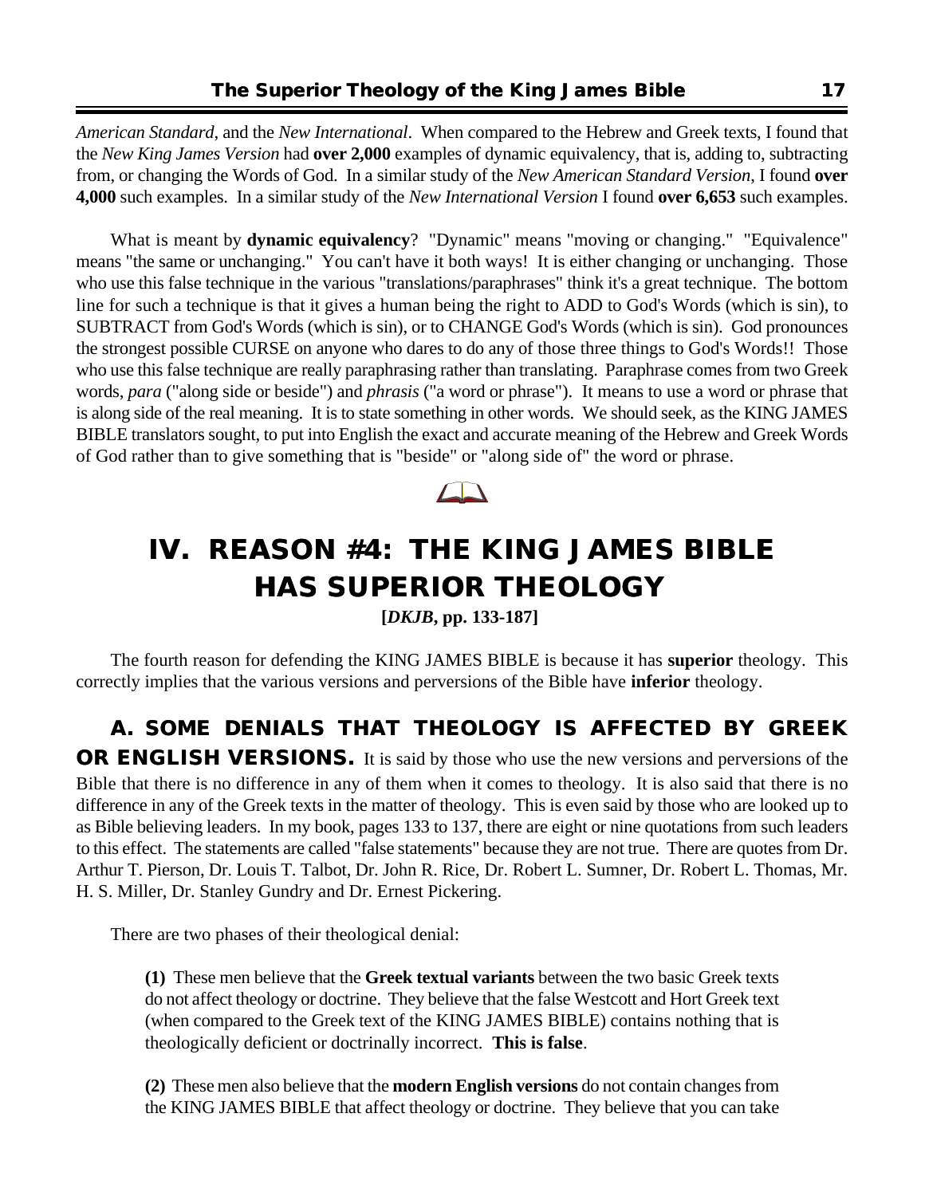*American Standard*, and the *New International*. When compared to the Hebrew and Greek texts, I found that the *New King James Version* had **over 2,000** examples of dynamic equivalency, that is, adding to, subtracting from, or changing the Words of God. In a similar study of the *New American Standard Version*, I found **over 4,000** such examples. In a similar study of the *New International Version* I found **over 6,653** such examples.

What is meant by **dynamic equivalency**? "Dynamic" means "moving or changing." "Equivalence" means "the same or unchanging." You can't have it both ways! It is either changing or unchanging. Those who use this false technique in the various "translations/paraphrases" think it's a great technique. The bottom line for such a technique is that it gives a human being the right to ADD to God's Words (which is sin), to SUBTRACT from God's Words (which is sin), or to CHANGE God's Words (which is sin). God pronounces the strongest possible CURSE on anyone who dares to do any of those three things to God's Words!! Those who use this false technique are really paraphrasing rather than translating. Paraphrase comes from two Greek words, *para* ("along side or beside") and *phrasis* ("a word or phrase"). It means to use a word or phrase that is along side of the real meaning. It is to state something in other words. We should seek, as the KING JAMES BIBLE translators sought, to put into English the exact and accurate meaning of the Hebrew and Greek Words of God rather than to give something that is "beside" or "along side of" the word or phrase.

# IV. REASON #4: THE KING JAMES BIBLE HAS SUPERIOR THEOLOGY

**[*DKJB*, pp. 133-187]**

The fourth reason for defending the KING JAMES BIBLE is because it has **superior** theology. This correctly implies that the various versions and perversions of the Bible have **inferior** theology.

**A. SOME DENIALS THAT THEOLOGY IS AFFECTED BY GREEK OR ENGLISH VERSIONS.** It is said by those who use the new versions and perversions of the Bible that there is no difference in any of them when it comes to theology. It is also said that there is no difference in any of the Greek texts in the matter of theology. This is even said by those who are looked up to as Bible believing leaders. In my book, pages 133 to 137, there are eight or nine quotations from such leaders to this effect. The statements are called "false statements" because they are not true. There are quotes from Dr. Arthur T. Pierson, Dr. Louis T. Talbot, Dr. John R. Rice, Dr. Robert L. Sumner, Dr. Robert L. Thomas, Mr. H. S. Miller, Dr. Stanley Gundry and Dr. Ernest Pickering.

There are two phases of their theological denial:

> **(1)** These men believe that the **Greek textual variants** between the two basic Greek texts do not affect theology or doctrine. They believe that the false Westcott and Hort Greek text (when compared to the Greek text of the KING JAMES BIBLE) contains nothing that is theologically deficient or doctrinally incorrect. **This is false**.
>
> **(2)** These men also believe that the **modern English versions** do not contain changes from the KING JAMES BIBLE that affect theology or doctrine. They believe that you can take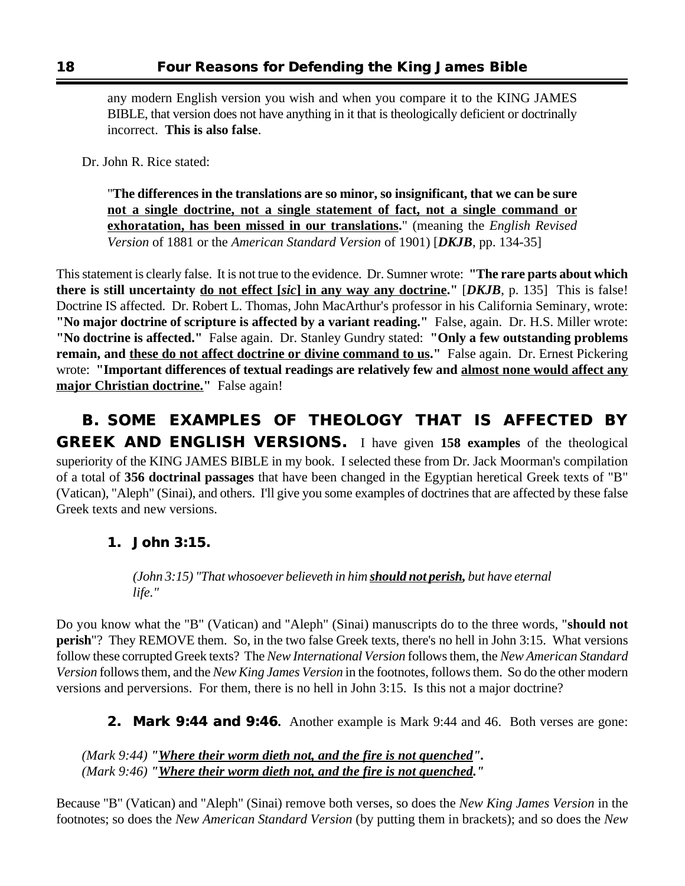any modern English version you wish and when you compare it to the KING JAMES BIBLE, that version does not have anything in it that is theologically deficient or doctrinally incorrect. **This is also false**.

Dr. John R. Rice stated:

> "**The differences in the translations are so minor, so insignificant, that we can be sure <u>not a single doctrine, not a single statement of fact, not a single command or exhoratation, has been missed in our translations</u>.**" (meaning the *English Revised Version* of 1881 or the *American Standard Version* of 1901) [***DKJB***, pp. 134-35]

This statement is clearly false. It is not true to the evidence. Dr. Sumner wrote: **"The rare parts about which there is still uncertainty <u>do not effect [*sic*] in any way any doctrine</u>."** [***DKJB***, p. 135] This is false! Doctrine IS affected. Dr. Robert L. Thomas, John MacArthur's professor in his California Seminary, wrote: **"No major doctrine of scripture is affected by a variant reading."** False, again. Dr. H.S. Miller wrote: **"No doctrine is affected."** False again. Dr. Stanley Gundry stated: **"Only a few outstanding problems remain, and <u>these do not affect doctrine or divine command to us</u>."** False again. Dr. Ernest Pickering wrote: **"Important differences of textual readings are relatively few and <u>almost none would affect any major Christian doctrine.</u>"** False again!

## B. SOME EXAMPLES OF THEOLOGY THAT IS AFFECTED BY GREEK AND ENGLISH VERSIONS.

I have given **158 examples** of the theological superiority of the KING JAMES BIBLE in my book. I selected these from Dr. Jack Moorman's compilation of a total of **356 doctrinal passages** that have been changed in the Egyptian heretical Greek texts of "B" (Vatican), "Aleph" (Sinai), and others. I'll give you some examples of doctrines that are affected by these false Greek texts and new versions.

### 1. John 3:15.

> *(John 3:15) "That whosoever believeth in him **<u>should not perish</u>**, but have eternal life."*

Do you know what the "B" (Vatican) and "Aleph" (Sinai) manuscripts do to the three words, "**should not perish**"? They REMOVE them. So, in the two false Greek texts, there's no hell in John 3:15. What versions follow these corrupted Greek texts? The *New International Version* follows them, the *New American Standard Version* follows them, and the *New King James Version* in the footnotes, follows them. So do the other modern versions and perversions. For them, there is no hell in John 3:15. Is this not a major doctrine?

### 2. Mark 9:44 and 9:46.

Another example is Mark 9:44 and 46. Both verses are gone:

*(Mark 9:44) "**<u>Where their worm dieth not, and the fire is not quenched</u>**".*
*(Mark 9:46) "**<u>Where their worm dieth not, and the fire is not quenched</u>**."*

Because "B" (Vatican) and "Aleph" (Sinai) remove both verses, so does the *New King James Version* in the footnotes; so does the *New American Standard Version* (by putting them in brackets); and so does the *New*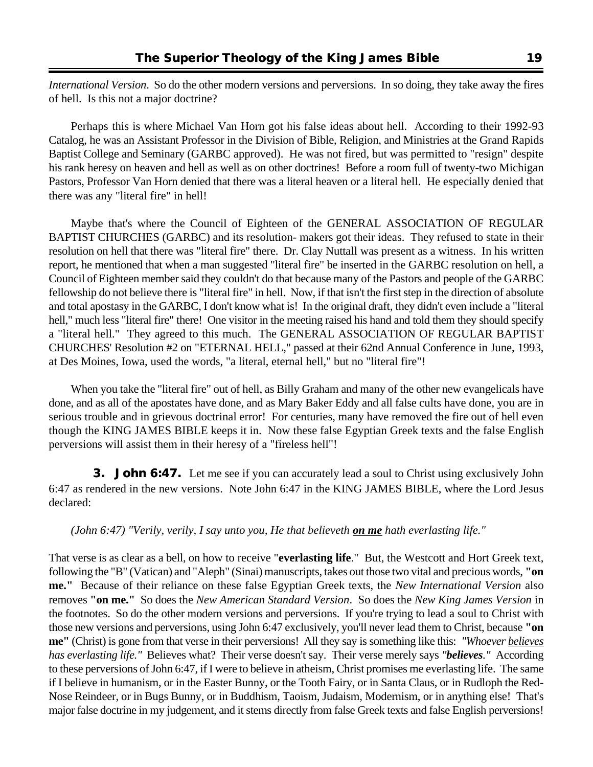*International Version*. So do the other modern versions and perversions. In so doing, they take away the fires of hell. Is this not a major doctrine?

Perhaps this is where Michael Van Horn got his false ideas about hell. According to their 1992-93 Catalog, he was an Assistant Professor in the Division of Bible, Religion, and Ministries at the Grand Rapids Baptist College and Seminary (GARBC approved). He was not fired, but was permitted to "resign" despite his rank heresy on heaven and hell as well as on other doctrines! Before a room full of twenty-two Michigan Pastors, Professor Van Horn denied that there was a literal heaven or a literal hell. He especially denied that there was any "literal fire" in hell!

Maybe that's where the Council of Eighteen of the GENERAL ASSOCIATION OF REGULAR BAPTIST CHURCHES (GARBC) and its resolution- makers got their ideas. They refused to state in their resolution on hell that there was "literal fire" there. Dr. Clay Nuttall was present as a witness. In his written report, he mentioned that when a man suggested "literal fire" be inserted in the GARBC resolution on hell, a Council of Eighteen member said they couldn't do that because many of the Pastors and people of the GARBC fellowship do not believe there is "literal fire" in hell. Now, if that isn't the first step in the direction of absolute and total apostasy in the GARBC, I don't know what is! In the original draft, they didn't even include a "literal hell," much less "literal fire" there! One visitor in the meeting raised his hand and told them they should specify a "literal hell." They agreed to this much. The GENERAL ASSOCIATION OF REGULAR BAPTIST CHURCHES' Resolution #2 on "ETERNAL HELL," passed at their 62nd Annual Conference in June, 1993, at Des Moines, Iowa, used the words, "a literal, eternal hell," but no "literal fire"!

When you take the "literal fire" out of hell, as Billy Graham and many of the other new evangelicals have done, and as all of the apostates have done, and as Mary Baker Eddy and all false cults have done, you are in serious trouble and in grievous doctrinal error! For centuries, many have removed the fire out of hell even though the KING JAMES BIBLE keeps it in. Now these false Egyptian Greek texts and the false English perversions will assist them in their heresy of a "fireless hell"!

**3. John 6:47.** Let me see if you can accurately lead a soul to Christ using exclusively John 6:47 as rendered in the new versions. Note John 6:47 in the KING JAMES BIBLE, where the Lord Jesus declared:

*(John 6:47) "Verily, verily, I say unto you, He that believeth* ***on me*** *hath everlasting life."*

That verse is as clear as a bell, on how to receive "**everlasting life**." But, the Westcott and Hort Greek text, following the "B" (Vatican) and "Aleph" (Sinai) manuscripts, takes out those two vital and precious words, **"on me."** Because of their reliance on these false Egyptian Greek texts, the *New International Version* also removes **"on me."** So does the *New American Standard Version*. So does the *New King James Version* in the footnotes. So do the other modern versions and perversions. If you're trying to lead a soul to Christ with those new versions and perversions, using John 6:47 exclusively, you'll never lead them to Christ, because **"on me"** (Christ) is gone from that verse in their perversions! All they say is something like this: *"Whoever believes has everlasting life."* Believes what? Their verse doesn't say. Their verse merely says *"**believes**."* According to these perversions of John 6:47, if I were to believe in atheism, Christ promises me everlasting life. The same if I believe in humanism, or in the Easter Bunny, or the Tooth Fairy, or in Santa Claus, or in Rudloph the Red-Nose Reindeer, or in Bugs Bunny, or in Buddhism, Taoism, Judaism, Modernism, or in anything else! That's major false doctrine in my judgement, and it stems directly from false Greek texts and false English perversions!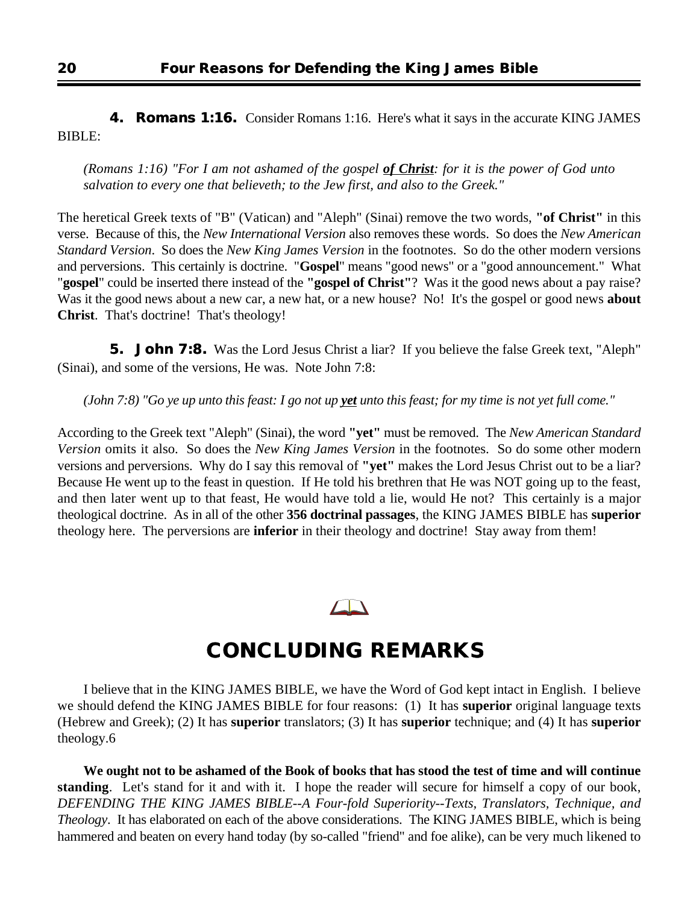**4. Romans 1:16.** Consider Romans 1:16. Here's what it says in the accurate KING JAMES BIBLE:

*(Romans 1:16) "For I am not ashamed of the gospel **of Christ**: for it is the power of God unto salvation to every one that believeth; to the Jew first, and also to the Greek."*

The heretical Greek texts of "B" (Vatican) and "Aleph" (Sinai) remove the two words, **"of Christ"** in this verse. Because of this, the *New International Version* also removes these words. So does the *New American Standard Version*. So does the *New King James Version* in the footnotes. So do the other modern versions and perversions. This certainly is doctrine. "**Gospel**" means "good news" or a "good announcement." What "**gospel**" could be inserted there instead of the **"gospel of Christ"**? Was it the good news about a pay raise? Was it the good news about a new car, a new hat, or a new house? No! It's the gospel or good news **about Christ**. That's doctrine! That's theology!

**5. John 7:8.** Was the Lord Jesus Christ a liar? If you believe the false Greek text, "Aleph" (Sinai), and some of the versions, He was. Note John 7:8:

*(John 7:8) "Go ye up unto this feast: I go not up **yet** unto this feast; for my time is not yet full come."*

According to the Greek text "Aleph" (Sinai), the word **"yet"** must be removed. The *New American Standard Version* omits it also. So does the *New King James Version* in the footnotes. So do some other modern versions and perversions. Why do I say this removal of **"yet"** makes the Lord Jesus Christ out to be a liar? Because He went up to the feast in question. If He told his brethren that He was NOT going up to the feast, and then later went up to that feast, He would have told a lie, would He not? This certainly is a major theological doctrine. As in all of the other **356 doctrinal passages**, the KING JAMES BIBLE has **superior** theology here. The perversions are **inferior** in their theology and doctrine! Stay away from them!

## CONCLUDING REMARKS

I believe that in the KING JAMES BIBLE, we have the Word of God kept intact in English. I believe we should defend the KING JAMES BIBLE for four reasons: (1) It has **superior** original language texts (Hebrew and Greek); (2) It has **superior** translators; (3) It has **superior** technique; and (4) It has **superior** theology.6

**We ought not to be ashamed of the Book of books that has stood the test of time and will continue standing**. Let's stand for it and with it. I hope the reader will secure for himself a copy of our book, *DEFENDING THE KING JAMES BIBLE--A Four-fold Superiority--Texts, Translators, Technique, and Theology*. It has elaborated on each of the above considerations. The KING JAMES BIBLE, which is being hammered and beaten on every hand today (by so-called "friend" and foe alike), can be very much likened to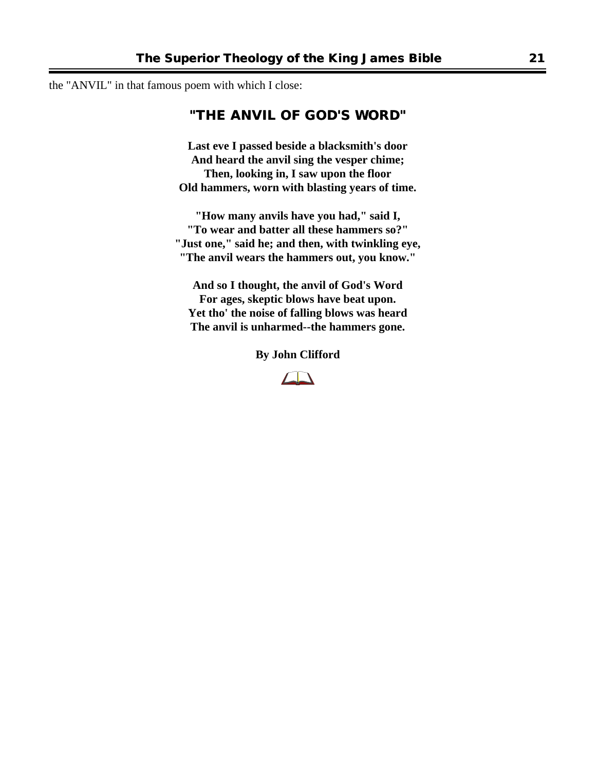the "ANVIL" in that famous poem with which I close:

## "THE ANVIL OF GOD'S WORD"

**Last eve I passed beside a blacksmith's door**
**And heard the anvil sing the vesper chime;**
**Then, looking in, I saw upon the floor**
**Old hammers, worn with blasting years of time.**

**"How many anvils have you had," said I,**
**"To wear and batter all these hammers so?"**
**"Just one," said he; and then, with twinkling eye,**
**"The anvil wears the hammers out, you know."**

**And so I thought, the anvil of God's Word**
**For ages, skeptic blows have beat upon.**
**Yet tho' the noise of falling blows was heard**
**The anvil is unharmed--the hammers gone.**

**By John Clifford**